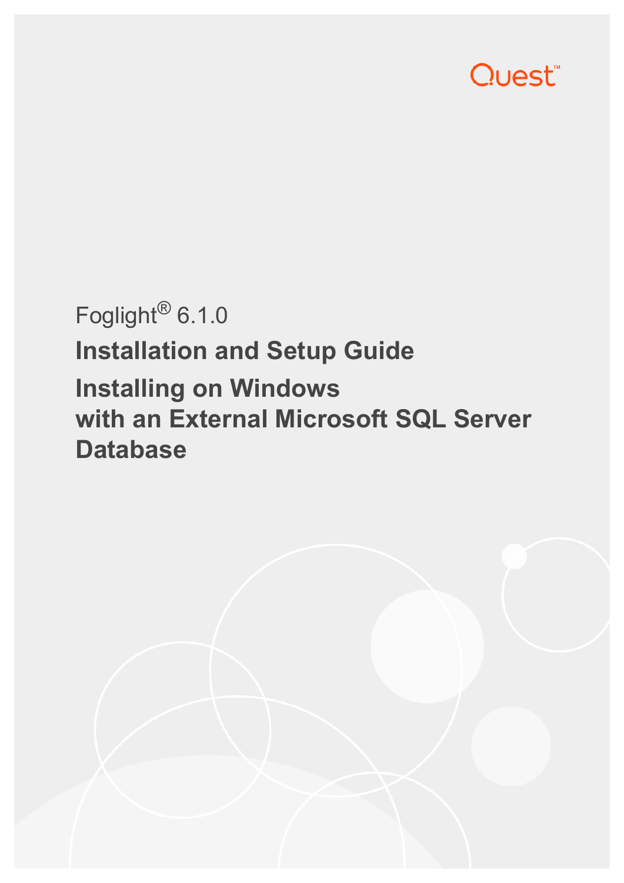Quest™

Foglight® 6.1.0

# Installation and Setup Guide

## Installing on Windows with an External Microsoft SQL Server Database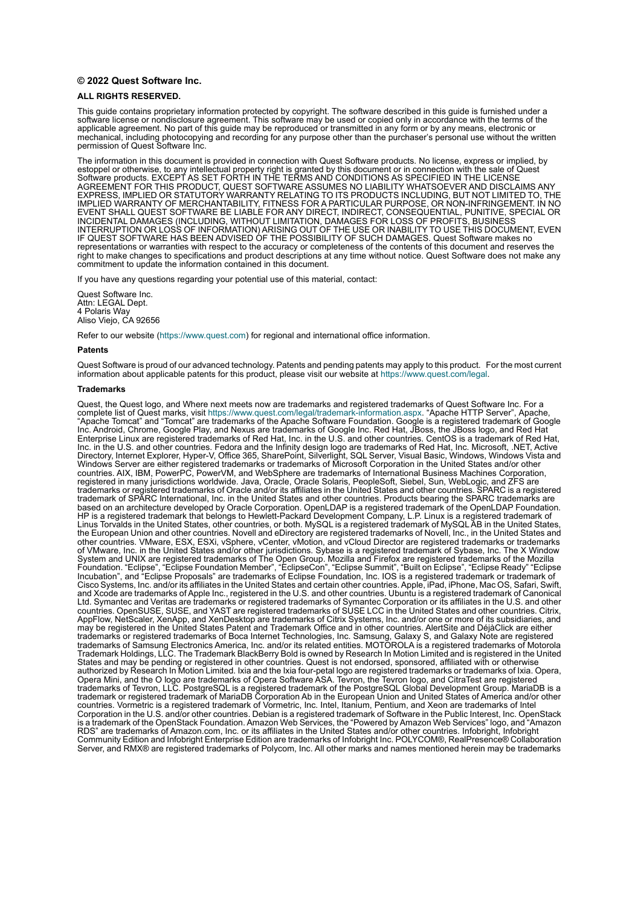**© 2022 Quest Software Inc.**

**ALL RIGHTS RESERVED.**

This guide contains proprietary information protected by copyright. The software described in this guide is furnished under a software license or nondisclosure agreement. This software may be used or copied only in accordance with the terms of the applicable agreement. No part of this guide may be reproduced or transmitted in any form or by any means, electronic or mechanical, including photocopying and recording for any purpose other than the purchaser's personal use without the written permission of Quest Software Inc.

The information in this document is provided in connection with Quest Software products. No license, express or implied, by estoppel or otherwise, to any intellectual property right is granted by this document or in connection with the sale of Quest Software products. EXCEPT AS SET FORTH IN THE TERMS AND CONDITIONS AS SPECIFIED IN THE LICENSE AGREEMENT FOR THIS PRODUCT, QUEST SOFTWARE ASSUMES NO LIABILITY WHATSOEVER AND DISCLAIMS ANY EXPRESS, IMPLIED OR STATUTORY WARRANTY RELATING TO ITS PRODUCTS INCLUDING, BUT NOT LIMITED TO, THE IMPLIED WARRANTY OF MERCHANTABILITY, FITNESS FOR A PARTICULAR PURPOSE, OR NON-INFRINGEMENT. IN NO EVENT SHALL QUEST SOFTWARE BE LIABLE FOR ANY DIRECT, INDIRECT, CONSEQUENTIAL, PUNITIVE, SPECIAL OR INCIDENTAL DAMAGES (INCLUDING, WITHOUT LIMITATION, DAMAGES FOR LOSS OF PROFITS, BUSINESS INTERRUPTION OR LOSS OF INFORMATION) ARISING OUT OF THE USE OR INABILITY TO USE THIS DOCUMENT, EVEN IF QUEST SOFTWARE HAS BEEN ADVISED OF THE POSSIBILITY OF SUCH DAMAGES. Quest Software makes no representations or warranties with respect to the accuracy or completeness of the contents of this document and reserves the right to make changes to specifications and product descriptions at any time without notice. Quest Software does not make any commitment to update the information contained in this document.

If you have any questions regarding your potential use of this material, contact:

Quest Software Inc.
Attn: LEGAL Dept.
4 Polaris Way
Aliso Viejo, CA 92656

Refer to our website (https://www.quest.com) for regional and international office information.

**Patents**

Quest Software is proud of our advanced technology. Patents and pending patents may apply to this product. For the most current information about applicable patents for this product, please visit our website at https://www.quest.com/legal.

**Trademarks**

Quest, the Quest logo, and Where next meets now are trademarks and registered trademarks of Quest Software Inc. For a complete list of Quest marks, visit https://www.quest.com/legal/trademark-information.aspx. "Apache HTTP Server", Apache, "Apache Tomcat" and "Tomcat" are trademarks of the Apache Software Foundation. Google is a registered trademark of Google Inc. Android, Chrome, Google Play, and Nexus are trademarks of Google Inc. Red Hat, JBoss, the JBoss logo, and Red Hat Enterprise Linux are registered trademarks of Red Hat, Inc. in the U.S. and other countries. CentOS is a trademark of Red Hat, Inc. in the U.S. and other countries. Fedora and the Infinity design logo are trademarks of Red Hat, Inc. Microsoft, .NET, Active Directory, Internet Explorer, Hyper-V, Office 365, SharePoint, Silverlight, SQL Server, Visual Basic, Windows, Windows Vista and Windows Server are either registered trademarks or trademarks of Microsoft Corporation in the United States and/or other countries. AIX, IBM, PowerPC, PowerVM, and WebSphere are trademarks of International Business Machines Corporation, registered in many jurisdictions worldwide. Java, Oracle, Oracle Solaris, PeopleSoft, Siebel, Sun, WebLogic, and ZFS are trademarks or registered trademarks of Oracle and/or its affiliates in the United States and other countries. SPARC is a registered trademark of SPARC International, Inc. in the United States and other countries. Products bearing the SPARC trademarks are based on an architecture developed by Oracle Corporation. OpenLDAP is a registered trademark of the OpenLDAP Foundation. HP is a registered trademark that belongs to Hewlett-Packard Development Company, L.P. Linux is a registered trademark of Linus Torvalds in the United States, other countries, or both. MySQL is a registered trademark of MySQL AB in the United States, the European Union and other countries. Novell and eDirectory are registered trademarks of Novell, Inc., in the United States and other countries. VMware, ESX, ESXi, vSphere, vCenter, vMotion, and vCloud Director are registered trademarks or trademarks of VMware, Inc. in the United States and/or other jurisdictions. Sybase is a registered trademark of Sybase, Inc. The X Window System and UNIX are registered trademarks of The Open Group. Mozilla and Firefox are registered trademarks of the Mozilla Foundation. "Eclipse", "Eclipse Foundation Member", "EclipseCon", "Eclipse Summit", "Built on Eclipse", "Eclipse Ready" "Eclipse Incubation", and "Eclipse Proposals" are trademarks of Eclipse Foundation, Inc. IOS is a registered trademark or trademark of Cisco Systems, Inc. and/or its affiliates in the United States and certain other countries. Apple, iPad, iPhone, Mac OS, Safari, Swift, and Xcode are trademarks of Apple Inc., registered in the U.S. and other countries. Ubuntu is a registered trademark of Canonical Ltd. Symantec and Veritas are trademarks or registered trademarks of Symantec Corporation or its affiliates in the U.S. and other countries. OpenSUSE, SUSE, and YAST are registered trademarks of SUSE LCC in the United States and other countries. Citrix, AppFlow, NetScaler, XenApp, and XenDesktop are trademarks of Citrix Systems, Inc. and/or one or more of its subsidiaries, and may be registered in the United States Patent and Trademark Office and in other countries. AlertSite and DéjàClick are either trademarks or registered trademarks of Boca Internet Technologies, Inc. Samsung, Galaxy S, and Galaxy Note are registered trademarks of Samsung Electronics America, Inc. and/or its related entities. MOTOROLA is a registered trademarks of Motorola Trademark Holdings, LLC. The Trademark BlackBerry Bold is owned by Research In Motion Limited and is registered in the United States and may be pending or registered in other countries. Quest is not endorsed, sponsored, affiliated with or otherwise authorized by Research In Motion Limited. Ixia and the Ixia four-petal logo are registered trademarks or trademarks of Ixia. Opera, Opera Mini, and the O logo are trademarks of Opera Software ASA. Tevron, the Tevron logo, and CitraTest are registered trademarks of Tevron, LLC. PostgreSQL is a registered trademark of the PostgreSQL Global Development Group. MariaDB is a trademark or registered trademark of MariaDB Corporation Ab in the European Union and United States of America and/or other countries. Vormetric is a registered trademark of Vormetric, Inc. Intel, Itanium, Pentium, and Xeon are trademarks of Intel Corporation in the U.S. and/or other countries. Debian is a registered trademark of Software in the Public Interest, Inc. OpenStack is a trademark of the OpenStack Foundation. Amazon Web Services, the "Powered by Amazon Web Services" logo, and "Amazon RDS" are trademarks of Amazon.com, Inc. or its affiliates in the United States and/or other countries. Infobright, Infobright Community Edition and Infobright Enterprise Edition are trademarks of Infobright Inc. POLYCOM®, RealPresence® Collaboration Server, and RMX® are registered trademarks of Polycom, Inc. All other marks and names mentioned herein may be trademarks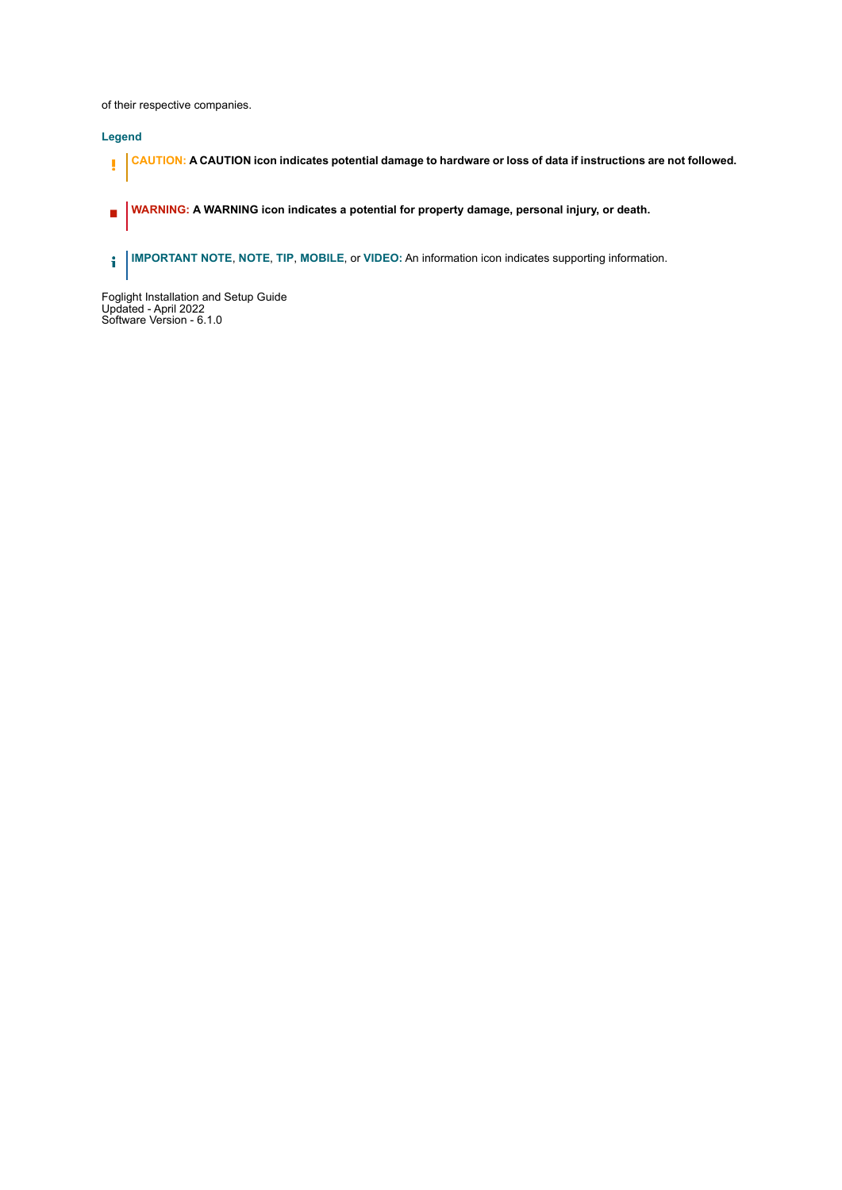of their respective companies.

### Legend

**CAUTION: A CAUTION icon indicates potential damage to hardware or loss of data if instructions are not followed.**

**WARNING: A WARNING icon indicates a potential for property damage, personal injury, or death.**

**IMPORTANT NOTE**, **NOTE**, **TIP**, **MOBILE**, or **VIDEO:** An information icon indicates supporting information.

Foglight Installation and Setup Guide
Updated - April 2022
Software Version - 6.1.0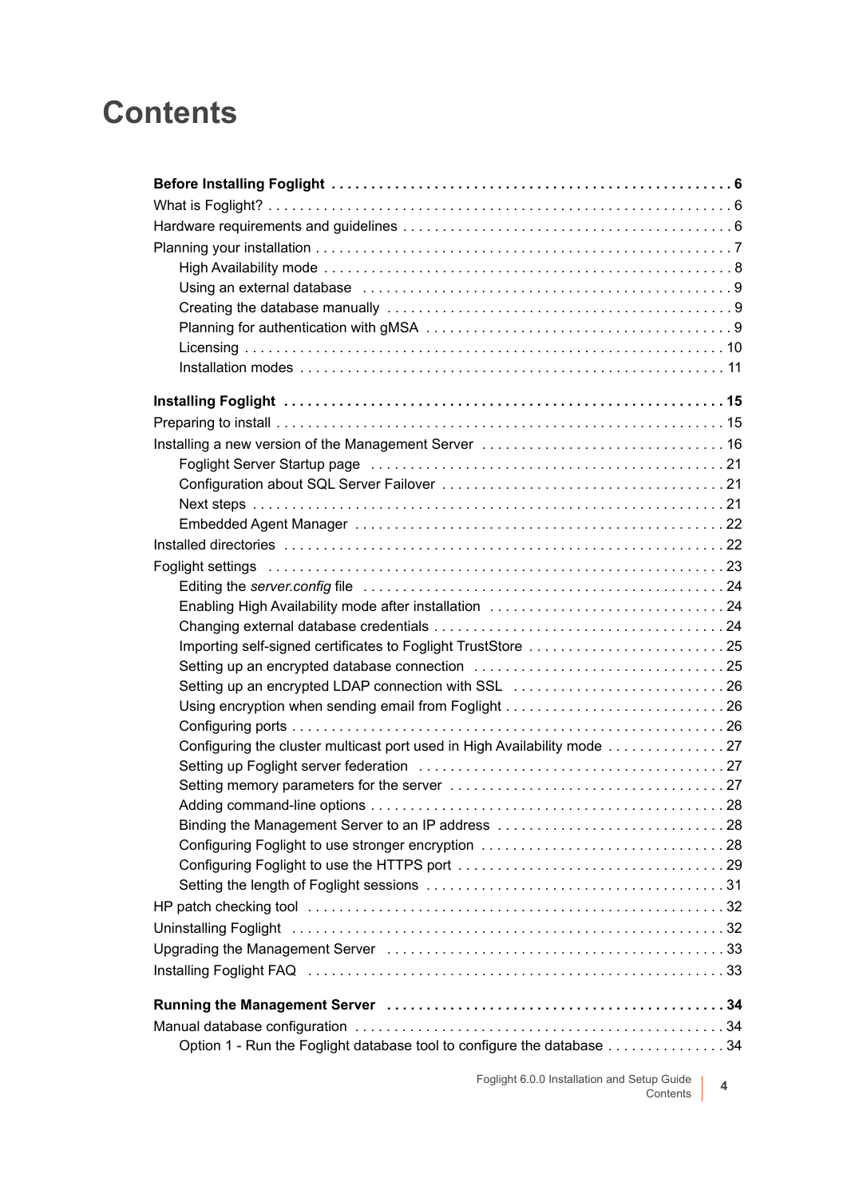# Contents

**Before Installing Foglight . . . . . . . . . . . . . . . . . . . . . . . . . . . . . . . . . . . . . . . . . . . . . . . . . . 6**

What is Foglight? . . . . . . . . . . . . . . . . . . . . . . . . . . . . . . . . . . . . . . . . . . . . . . . . . . . . . . . . . . . 6

Hardware requirements and guidelines . . . . . . . . . . . . . . . . . . . . . . . . . . . . . . . . . . . . . . . . . 6

Planning your installation . . . . . . . . . . . . . . . . . . . . . . . . . . . . . . . . . . . . . . . . . . . . . . . . . . . . . 7

- High Availability mode . . . . . . . . . . . . . . . . . . . . . . . . . . . . . . . . . . . . . . . . . . . . . . . . . . . . 8
- Using an external database . . . . . . . . . . . . . . . . . . . . . . . . . . . . . . . . . . . . . . . . . . . . . . . 9
- Creating the database manually . . . . . . . . . . . . . . . . . . . . . . . . . . . . . . . . . . . . . . . . . . . 9
- Planning for authentication with gMSA . . . . . . . . . . . . . . . . . . . . . . . . . . . . . . . . . . . . . . 9
- Licensing . . . . . . . . . . . . . . . . . . . . . . . . . . . . . . . . . . . . . . . . . . . . . . . . . . . . . . . . . . . . . 10
- Installation modes . . . . . . . . . . . . . . . . . . . . . . . . . . . . . . . . . . . . . . . . . . . . . . . . . . . . . . 11

**Installing Foglight . . . . . . . . . . . . . . . . . . . . . . . . . . . . . . . . . . . . . . . . . . . . . . . . . . . . . . . 15**

Preparing to install . . . . . . . . . . . . . . . . . . . . . . . . . . . . . . . . . . . . . . . . . . . . . . . . . . . . . . . . . 15

Installing a new version of the Management Server . . . . . . . . . . . . . . . . . . . . . . . . . . . . . . . 16

- Foglight Server Startup page . . . . . . . . . . . . . . . . . . . . . . . . . . . . . . . . . . . . . . . . . . . . . 21
- Configuration about SQL Server Failover . . . . . . . . . . . . . . . . . . . . . . . . . . . . . . . . . . . . 21
- Next steps . . . . . . . . . . . . . . . . . . . . . . . . . . . . . . . . . . . . . . . . . . . . . . . . . . . . . . . . . . . . 21
- Embedded Agent Manager . . . . . . . . . . . . . . . . . . . . . . . . . . . . . . . . . . . . . . . . . . . . . . . 22

Installed directories . . . . . . . . . . . . . . . . . . . . . . . . . . . . . . . . . . . . . . . . . . . . . . . . . . . . . . . . 22

Foglight settings . . . . . . . . . . . . . . . . . . . . . . . . . . . . . . . . . . . . . . . . . . . . . . . . . . . . . . . . . . 23

- Editing the *server.config* file . . . . . . . . . . . . . . . . . . . . . . . . . . . . . . . . . . . . . . . . . . . . . . 24
- Enabling High Availability mode after installation . . . . . . . . . . . . . . . . . . . . . . . . . . . . . . 24
- Changing external database credentials . . . . . . . . . . . . . . . . . . . . . . . . . . . . . . . . . . . . . 24
- Importing self-signed certificates to Foglight TrustStore . . . . . . . . . . . . . . . . . . . . . . . . . 25
- Setting up an encrypted database connection . . . . . . . . . . . . . . . . . . . . . . . . . . . . . . . . 25
- Setting up an encrypted LDAP connection with SSL . . . . . . . . . . . . . . . . . . . . . . . . . . . 26
- Using encryption when sending email from Foglight . . . . . . . . . . . . . . . . . . . . . . . . . . . . 26
- Configuring ports . . . . . . . . . . . . . . . . . . . . . . . . . . . . . . . . . . . . . . . . . . . . . . . . . . . . . . . 26
- Configuring the cluster multicast port used in High Availability mode . . . . . . . . . . . . . . . 27
- Setting up Foglight server federation . . . . . . . . . . . . . . . . . . . . . . . . . . . . . . . . . . . . . . . 27
- Setting memory parameters for the server . . . . . . . . . . . . . . . . . . . . . . . . . . . . . . . . . . . 27
- Adding command-line options . . . . . . . . . . . . . . . . . . . . . . . . . . . . . . . . . . . . . . . . . . . . . 28
- Binding the Management Server to an IP address . . . . . . . . . . . . . . . . . . . . . . . . . . . . . 28
- Configuring Foglight to use stronger encryption . . . . . . . . . . . . . . . . . . . . . . . . . . . . . . . 28
- Configuring Foglight to use the HTTPS port . . . . . . . . . . . . . . . . . . . . . . . . . . . . . . . . . . 29
- Setting the length of Foglight sessions . . . . . . . . . . . . . . . . . . . . . . . . . . . . . . . . . . . . . . 31

HP patch checking tool . . . . . . . . . . . . . . . . . . . . . . . . . . . . . . . . . . . . . . . . . . . . . . . . . . . . . 32

Uninstalling Foglight . . . . . . . . . . . . . . . . . . . . . . . . . . . . . . . . . . . . . . . . . . . . . . . . . . . . . . . 32

Upgrading the Management Server . . . . . . . . . . . . . . . . . . . . . . . . . . . . . . . . . . . . . . . . . . . 33

Installing Foglight FAQ . . . . . . . . . . . . . . . . . . . . . . . . . . . . . . . . . . . . . . . . . . . . . . . . . . . . . 33

**Running the Management Server . . . . . . . . . . . . . . . . . . . . . . . . . . . . . . . . . . . . . . . . . . . 34**

Manual database configuration . . . . . . . . . . . . . . . . . . . . . . . . . . . . . . . . . . . . . . . . . . . . . . . 34

- Option 1 - Run the Foglight database tool to configure the database . . . . . . . . . . . . . . . 34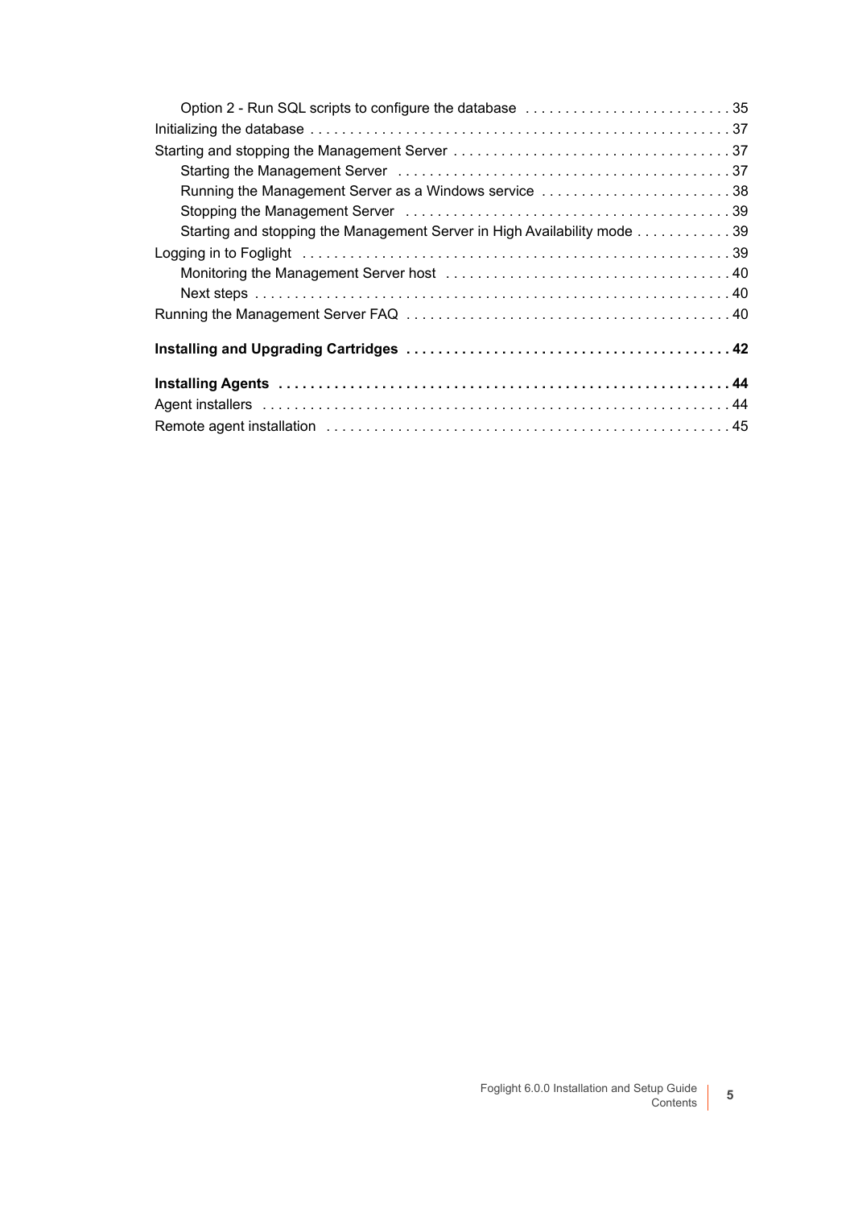- Option 2 - Run SQL scripts to configure the database . . . . . . . . . . . . . . . . . . . . . . . . . . 35

Initializing the database . . . . . . . . . . . . . . . . . . . . . . . . . . . . . . . . . . . . . . . . . . . . . . . . . . . . 37

Starting and stopping the Management Server . . . . . . . . . . . . . . . . . . . . . . . . . . . . . . . . . . . 37

- Starting the Management Server . . . . . . . . . . . . . . . . . . . . . . . . . . . . . . . . . . . . . . . . . 37
- Running the Management Server as a Windows service . . . . . . . . . . . . . . . . . . . . . . . . 38
- Stopping the Management Server . . . . . . . . . . . . . . . . . . . . . . . . . . . . . . . . . . . . . . . . . 39
- Starting and stopping the Management Server in High Availability mode . . . . . . . . . . . . 39

Logging in to Foglight . . . . . . . . . . . . . . . . . . . . . . . . . . . . . . . . . . . . . . . . . . . . . . . . . . . . . . 39

- Monitoring the Management Server host . . . . . . . . . . . . . . . . . . . . . . . . . . . . . . . . . . . . 40
- Next steps . . . . . . . . . . . . . . . . . . . . . . . . . . . . . . . . . . . . . . . . . . . . . . . . . . . . . . . . . . . . 40

Running the Management Server FAQ . . . . . . . . . . . . . . . . . . . . . . . . . . . . . . . . . . . . . . . . . 40

**Installing and Upgrading Cartridges . . . . . . . . . . . . . . . . . . . . . . . . . . . . . . . . . . . . . . . . 42**

**Installing Agents . . . . . . . . . . . . . . . . . . . . . . . . . . . . . . . . . . . . . . . . . . . . . . . . . . . . . . . . . 44**

Agent installers . . . . . . . . . . . . . . . . . . . . . . . . . . . . . . . . . . . . . . . . . . . . . . . . . . . . . . . . . . . 44

Remote agent installation . . . . . . . . . . . . . . . . . . . . . . . . . . . . . . . . . . . . . . . . . . . . . . . . . . . 45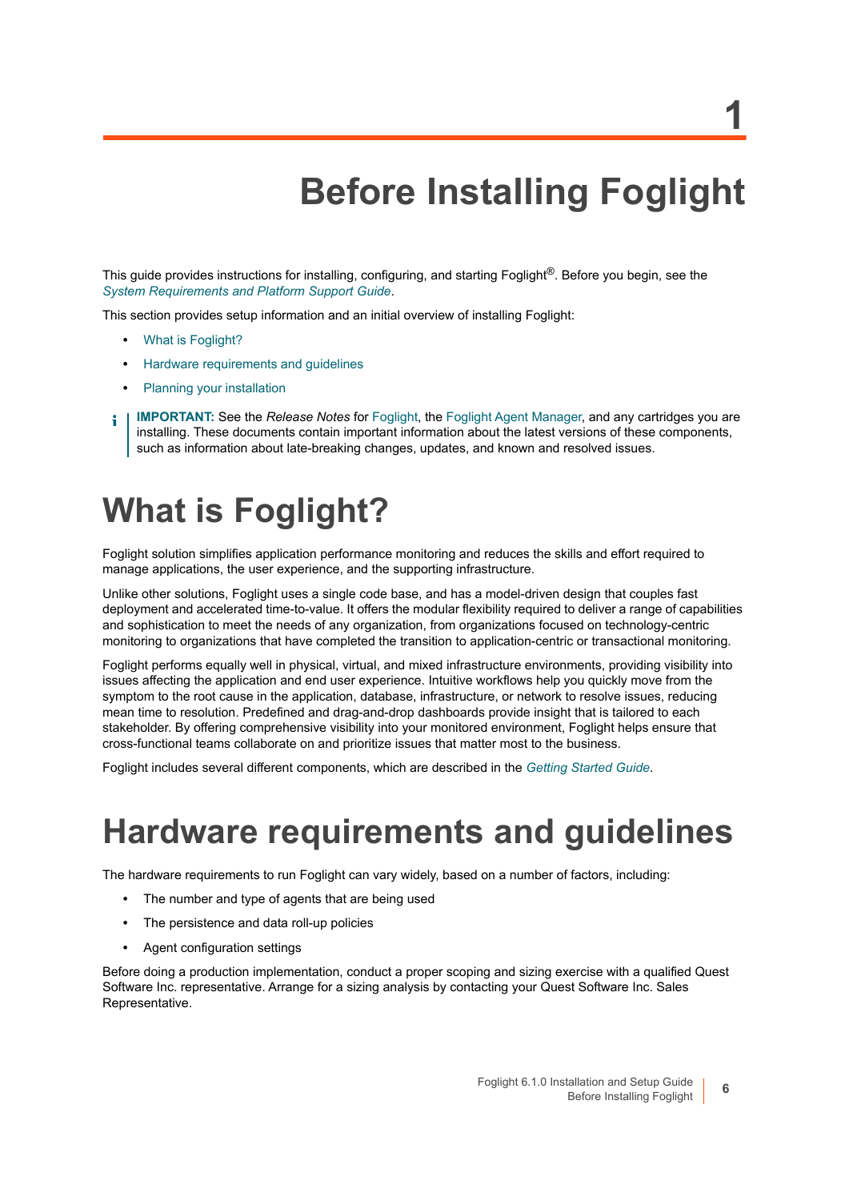// 1

# Before Installing Foglight

This guide provides instructions for installing, configuring, and starting Foglight®. Before you begin, see the *System Requirements and Platform Support Guide*.

This section provides setup information and an initial overview of installing Foglight:

- What is Foglight?
- Hardware requirements and guidelines
- Planning your installation

**IMPORTANT:** See the *Release Notes* for Foglight, the Foglight Agent Manager, and any cartridges you are installing. These documents contain important information about the latest versions of these components, such as information about late-breaking changes, updates, and known and resolved issues.

# What is Foglight?

Foglight solution simplifies application performance monitoring and reduces the skills and effort required to manage applications, the user experience, and the supporting infrastructure.

Unlike other solutions, Foglight uses a single code base, and has a model-driven design that couples fast deployment and accelerated time-to-value. It offers the modular flexibility required to deliver a range of capabilities and sophistication to meet the needs of any organization, from organizations focused on technology-centric monitoring to organizations that have completed the transition to application-centric or transactional monitoring.

Foglight performs equally well in physical, virtual, and mixed infrastructure environments, providing visibility into issues affecting the application and end user experience. Intuitive workflows help you quickly move from the symptom to the root cause in the application, database, infrastructure, or network to resolve issues, reducing mean time to resolution. Predefined and drag-and-drop dashboards provide insight that is tailored to each stakeholder. By offering comprehensive visibility into your monitored environment, Foglight helps ensure that cross-functional teams collaborate on and prioritize issues that matter most to the business.

Foglight includes several different components, which are described in the *Getting Started Guide*.

# Hardware requirements and guidelines

The hardware requirements to run Foglight can vary widely, based on a number of factors, including:

- The number and type of agents that are being used
- The persistence and data roll-up policies
- Agent configuration settings

Before doing a production implementation, conduct a proper scoping and sizing exercise with a qualified Quest Software Inc. representative. Arrange for a sizing analysis by contacting your Quest Software Inc. Sales Representative.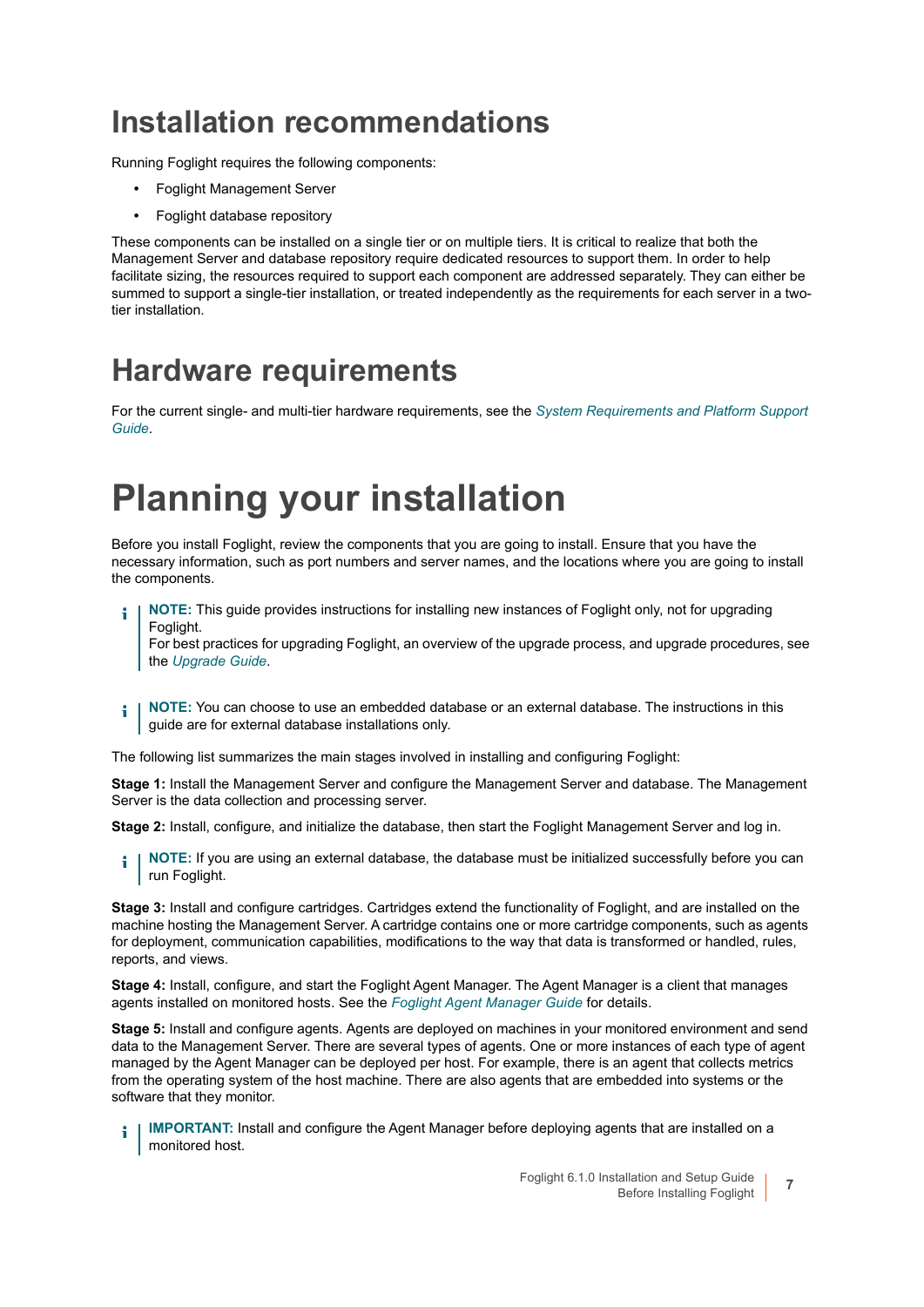## Installation recommendations

Running Foglight requires the following components:

- Foglight Management Server
- Foglight database repository

These components can be installed on a single tier or on multiple tiers. It is critical to realize that both the Management Server and database repository require dedicated resources to support them. In order to help facilitate sizing, the resources required to support each component are addressed separately. They can either be summed to support a single-tier installation, or treated independently as the requirements for each server in a two-tier installation.

## Hardware requirements

For the current single- and multi-tier hardware requirements, see the *System Requirements and Platform Support Guide*.

# Planning your installation

Before you install Foglight, review the components that you are going to install. Ensure that you have the necessary information, such as port numbers and server names, and the locations where you are going to install the components.

> **NOTE:** This guide provides instructions for installing new instances of Foglight only, not for upgrading Foglight.
> For best practices for upgrading Foglight, an overview of the upgrade process, and upgrade procedures, see the *Upgrade Guide*.

> **NOTE:** You can choose to use an embedded database or an external database. The instructions in this guide are for external database installations only.

The following list summarizes the main stages involved in installing and configuring Foglight:

**Stage 1:** Install the Management Server and configure the Management Server and database. The Management Server is the data collection and processing server.

**Stage 2:** Install, configure, and initialize the database, then start the Foglight Management Server and log in.

> **NOTE:** If you are using an external database, the database must be initialized successfully before you can run Foglight.

**Stage 3:** Install and configure cartridges. Cartridges extend the functionality of Foglight, and are installed on the machine hosting the Management Server. A cartridge contains one or more cartridge components, such as agents for deployment, communication capabilities, modifications to the way that data is transformed or handled, rules, reports, and views.

**Stage 4:** Install, configure, and start the Foglight Agent Manager. The Agent Manager is a client that manages agents installed on monitored hosts. See the *Foglight Agent Manager Guide* for details.

**Stage 5:** Install and configure agents. Agents are deployed on machines in your monitored environment and send data to the Management Server. There are several types of agents. One or more instances of each type of agent managed by the Agent Manager can be deployed per host. For example, there is an agent that collects metrics from the operating system of the host machine. There are also agents that are embedded into systems or the software that they monitor.

> **IMPORTANT:** Install and configure the Agent Manager before deploying agents that are installed on a monitored host.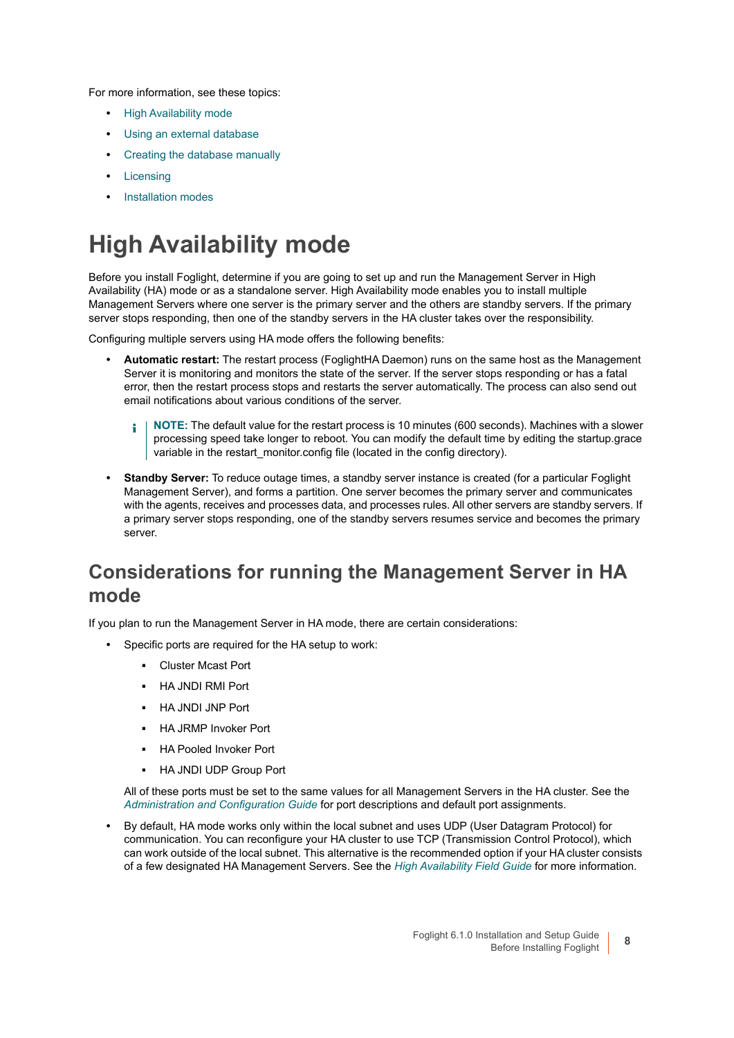For more information, see these topics:

- High Availability mode
- Using an external database
- Creating the database manually
- Licensing
- Installation modes

# High Availability mode

Before you install Foglight, determine if you are going to set up and run the Management Server in High Availability (HA) mode or as a standalone server. High Availability mode enables you to install multiple Management Servers where one server is the primary server and the others are standby servers. If the primary server stops responding, then one of the standby servers in the HA cluster takes over the responsibility.

Configuring multiple servers using HA mode offers the following benefits:

- **Automatic restart:** The restart process (FoglightHA Daemon) runs on the same host as the Management Server it is monitoring and monitors the state of the server. If the server stops responding or has a fatal error, then the restart process stops and restarts the server automatically. The process can also send out email notifications about various conditions of the server.

  > **NOTE:** The default value for the restart process is 10 minutes (600 seconds). Machines with a slower processing speed take longer to reboot. You can modify the default time by editing the startup.grace variable in the restart_monitor.config file (located in the config directory).

- **Standby Server:** To reduce outage times, a standby server instance is created (for a particular Foglight Management Server), and forms a partition. One server becomes the primary server and communicates with the agents, receives and processes data, and processes rules. All other servers are standby servers. If a primary server stops responding, one of the standby servers resumes service and becomes the primary server.

## Considerations for running the Management Server in HA mode

If you plan to run the Management Server in HA mode, there are certain considerations:

- Specific ports are required for the HA setup to work:
  - Cluster Mcast Port
  - HA JNDI RMI Port
  - HA JNDI JNP Port
  - HA JRMP Invoker Port
  - HA Pooled Invoker Port
  - HA JNDI UDP Group Port

  All of these ports must be set to the same values for all Management Servers in the HA cluster. See the *Administration and Configuration Guide* for port descriptions and default port assignments.

- By default, HA mode works only within the local subnet and uses UDP (User Datagram Protocol) for communication. You can reconfigure your HA cluster to use TCP (Transmission Control Protocol), which can work outside of the local subnet. This alternative is the recommended option if your HA cluster consists of a few designated HA Management Servers. See the *High Availability Field Guide* for more information.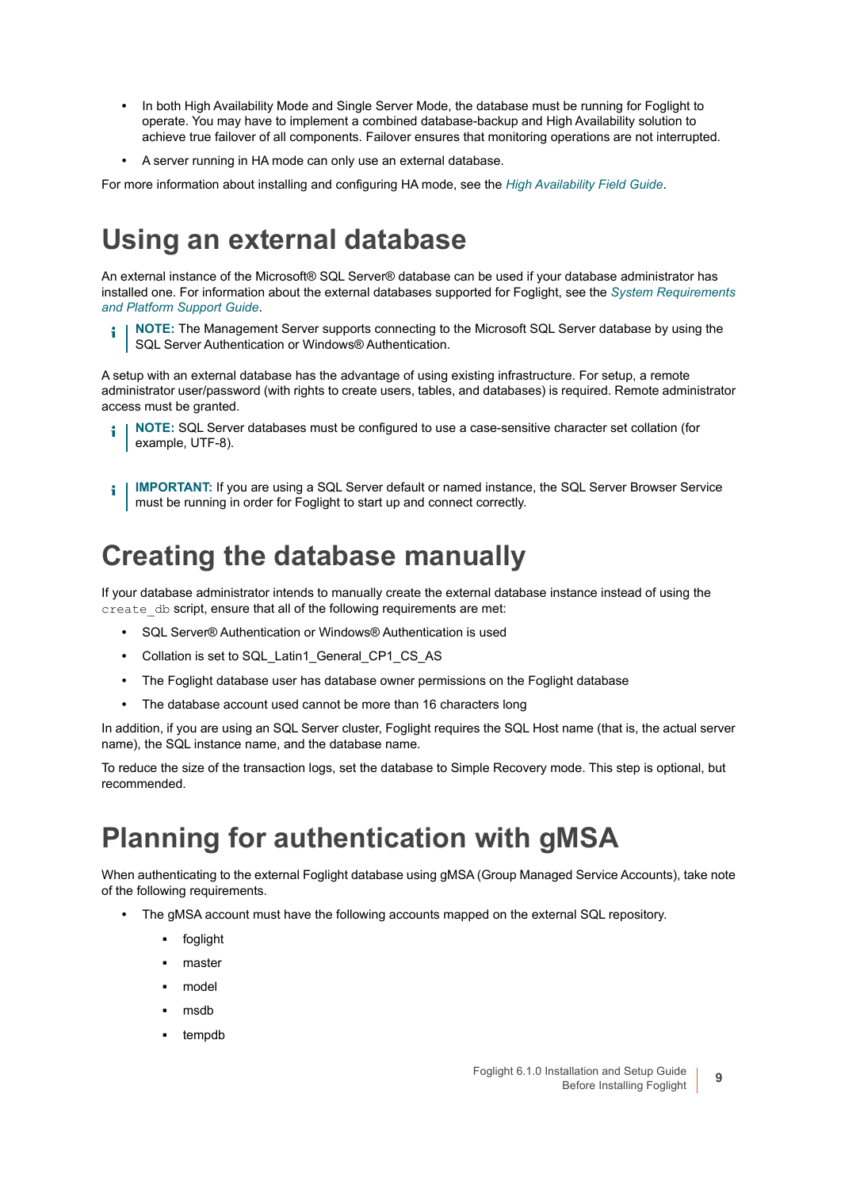- In both High Availability Mode and Single Server Mode, the database must be running for Foglight to operate. You may have to implement a combined database-backup and High Availability solution to achieve true failover of all components. Failover ensures that monitoring operations are not interrupted.
- A server running in HA mode can only use an external database.

For more information about installing and configuring HA mode, see the *High Availability Field Guide*.

# Using an external database

An external instance of the Microsoft® SQL Server® database can be used if your database administrator has installed one. For information about the external databases supported for Foglight, see the *System Requirements and Platform Support Guide*.

> **NOTE:** The Management Server supports connecting to the Microsoft SQL Server database by using the SQL Server Authentication or Windows® Authentication.

A setup with an external database has the advantage of using existing infrastructure. For setup, a remote administrator user/password (with rights to create users, tables, and databases) is required. Remote administrator access must be granted.

> **NOTE:** SQL Server databases must be configured to use a case-sensitive character set collation (for example, UTF-8).

> **IMPORTANT:** If you are using a SQL Server default or named instance, the SQL Server Browser Service must be running in order for Foglight to start up and connect correctly.

# Creating the database manually

If your database administrator intends to manually create the external database instance instead of using the `create_db` script, ensure that all of the following requirements are met:

- SQL Server® Authentication or Windows® Authentication is used
- Collation is set to SQL_Latin1_General_CP1_CS_AS
- The Foglight database user has database owner permissions on the Foglight database
- The database account used cannot be more than 16 characters long

In addition, if you are using an SQL Server cluster, Foglight requires the SQL Host name (that is, the actual server name), the SQL instance name, and the database name.

To reduce the size of the transaction logs, set the database to Simple Recovery mode. This step is optional, but recommended.

# Planning for authentication with gMSA

When authenticating to the external Foglight database using gMSA (Group Managed Service Accounts), take note of the following requirements.

- The gMSA account must have the following accounts mapped on the external SQL repository.
  - foglight
  - master
  - model
  - msdb
  - tempdb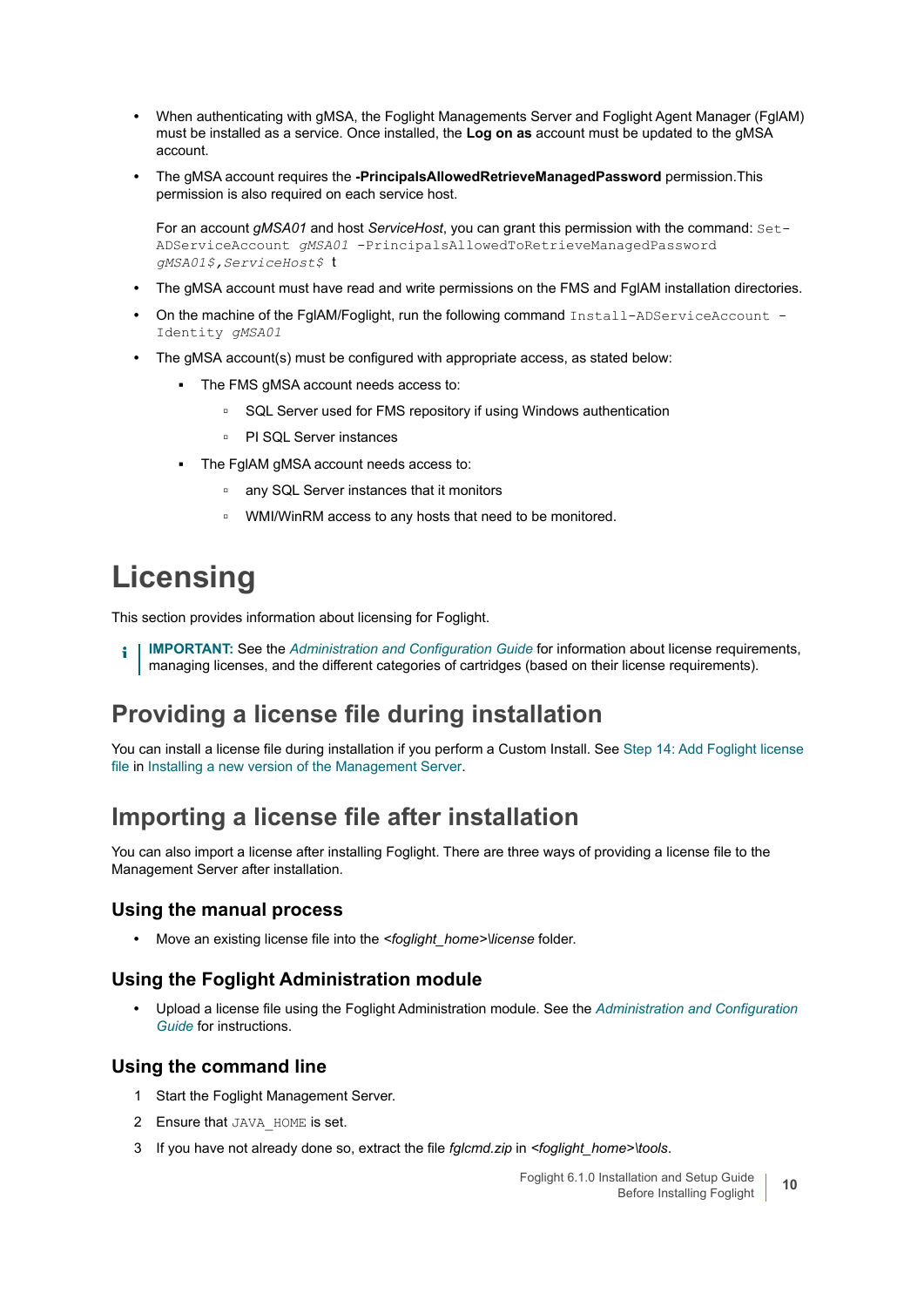- When authenticating with gMSA, the Foglight Managements Server and Foglight Agent Manager (FglAM) must be installed as a service. Once installed, the **Log on as** account must be updated to the gMSA account.
- The gMSA account requires the **-PrincipalsAllowedRetrieveManagedPassword** permission.This permission is also required on each service host.

  For an account *gMSA01* and host *ServiceHost*, you can grant this permission with the command: `Set-ADServiceAccount` *`gMSA01`* `-PrincipalsAllowedToRetrieveManagedPassword` *`gMSA01$,ServiceHost$`* t
- The gMSA account must have read and write permissions on the FMS and FglAM installation directories.
- On the machine of the FglAM/Foglight, run the following command `Install-ADServiceAccount -Identity` *`gMSA01`*
- The gMSA account(s) must be configured with appropriate access, as stated below:
  - The FMS gMSA account needs access to:
    - SQL Server used for FMS repository if using Windows authentication
    - PI SQL Server instances
  - The FglAM gMSA account needs access to:
    - any SQL Server instances that it monitors
    - WMI/WinRM access to any hosts that need to be monitored.

# Licensing

This section provides information about licensing for Foglight.

> **IMPORTANT:** See the *Administration and Configuration Guide* for information about license requirements, managing licenses, and the different categories of cartridges (based on their license requirements).

## Providing a license file during installation

You can install a license file during installation if you perform a Custom Install. See Step 14: Add Foglight license file in Installing a new version of the Management Server.

## Importing a license file after installation

You can also import a license after installing Foglight. There are three ways of providing a license file to the Management Server after installation.

### Using the manual process

- Move an existing license file into the *<foglight_home>\license* folder.

### Using the Foglight Administration module

- Upload a license file using the Foglight Administration module. See the *Administration and Configuration Guide* for instructions.

### Using the command line

1. Start the Foglight Management Server.
2. Ensure that `JAVA_HOME` is set.
3. If you have not already done so, extract the file *fglcmd.zip* in *<foglight_home>\tools*.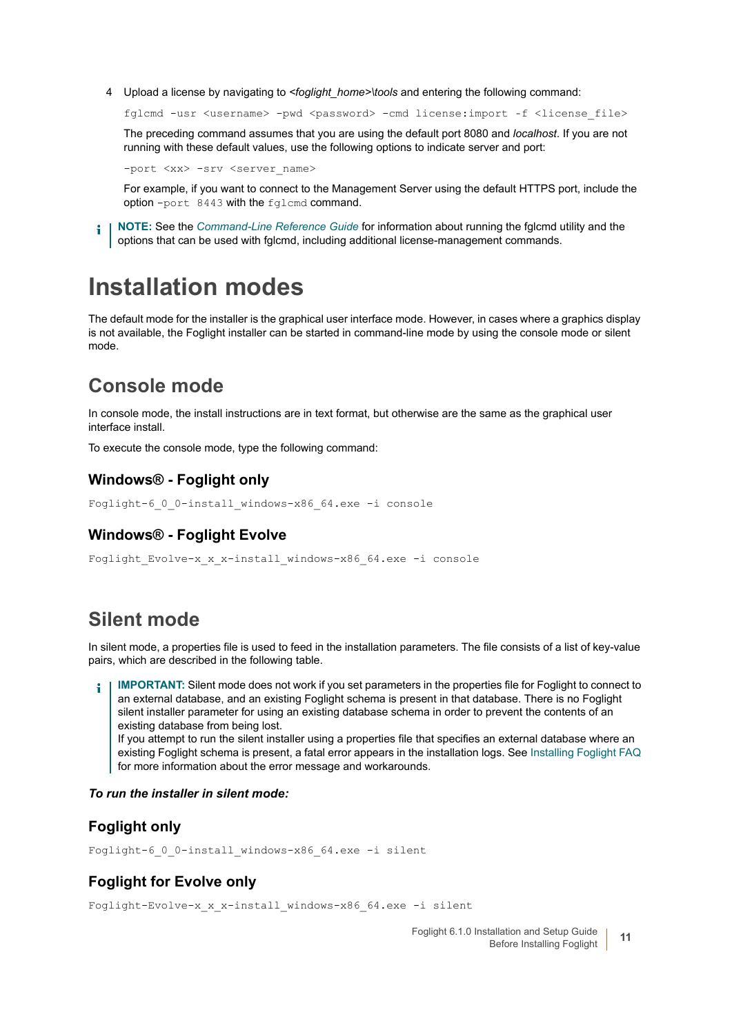4 Upload a license by navigating to *<foglight_home>\tools* and entering the following command:

```
fglcmd -usr <username> -pwd <password> -cmd license:import -f <license_file>
```

The preceding command assumes that you are using the default port 8080 and *localhost*. If you are not running with these default values, use the following options to indicate server and port:

```
-port <xx> -srv <server_name>
```

For example, if you want to connect to the Management Server using the default HTTPS port, include the option `-port 8443` with the `fglcmd` command.

**NOTE:** See the *Command-Line Reference Guide* for information about running the fglcmd utility and the options that can be used with fglcmd, including additional license-management commands.

# Installation modes

The default mode for the installer is the graphical user interface mode. However, in cases where a graphics display is not available, the Foglight installer can be started in command-line mode by using the console mode or silent mode.

## Console mode

In console mode, the install instructions are in text format, but otherwise are the same as the graphical user interface install.

To execute the console mode, type the following command:

### Windows® - Foglight only

```
Foglight-6_0_0-install_windows-x86_64.exe -i console
```

### Windows® - Foglight Evolve

```
Foglight_Evolve-x_x_x-install_windows-x86_64.exe -i console
```

## Silent mode

In silent mode, a properties file is used to feed in the installation parameters. The file consists of a list of key-value pairs, which are described in the following table.

**IMPORTANT:** Silent mode does not work if you set parameters in the properties file for Foglight to connect to an external database, and an existing Foglight schema is present in that database. There is no Foglight silent installer parameter for using an existing database schema in order to prevent the contents of an existing database from being lost.
If you attempt to run the silent installer using a properties file that specifies an external database where an existing Foglight schema is present, a fatal error appears in the installation logs. See Installing Foglight FAQ for more information about the error message and workarounds.

***To run the installer in silent mode:***

### Foglight only

```
Foglight-6_0_0-install_windows-x86_64.exe -i silent
```

### Foglight for Evolve only

```
Foglight-Evolve-x_x_x-install_windows-x86_64.exe -i silent
```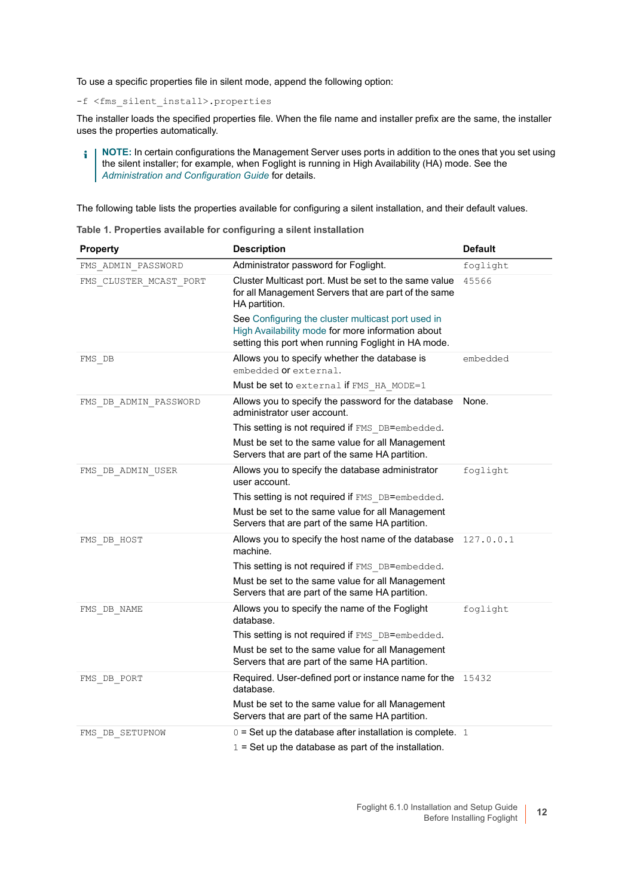To use a specific properties file in silent mode, append the following option:

```
-f <fms_silent_install>.properties
```

The installer loads the specified properties file. When the file name and installer prefix are the same, the installer uses the properties automatically.

> **NOTE:** In certain configurations the Management Server uses ports in addition to the ones that you set using the silent installer; for example, when Foglight is running in High Availability (HA) mode. See the *Administration and Configuration Guide* for details.

The following table lists the properties available for configuring a silent installation, and their default values.

**Table 1. Properties available for configuring a silent installation**

| Property | Description | Default |
|---|---|---|
| `FMS_ADMIN_PASSWORD` | Administrator password for Foglight. | `foglight` |
| `FMS_CLUSTER_MCAST_PORT` | Cluster Multicast port. Must be set to the same value for all Management Servers that are part of the same HA partition.<br><br>See Configuring the cluster multicast port used in High Availability mode for more information about setting this port when running Foglight in HA mode. | `45566` |
| `FMS_DB` | Allows you to specify whether the database is `embedded` or `external`.<br><br>Must be set to `external` if `FMS_HA_MODE=1` | `embedded` |
| `FMS_DB_ADMIN_PASSWORD` | Allows you to specify the password for the database administrator user account.<br><br>This setting is not required if `FMS_DB=embedded`.<br><br>Must be set to the same value for all Management Servers that are part of the same HA partition. | None. |
| `FMS_DB_ADMIN_USER` | Allows you to specify the database administrator user account.<br><br>This setting is not required if `FMS_DB=embedded`.<br><br>Must be set to the same value for all Management Servers that are part of the same HA partition. | `foglight` |
| `FMS_DB_HOST` | Allows you to specify the host name of the database machine.<br><br>This setting is not required if `FMS_DB=embedded`.<br><br>Must be set to the same value for all Management Servers that are part of the same HA partition. | `127.0.0.1` |
| `FMS_DB_NAME` | Allows you to specify the name of the Foglight database.<br><br>This setting is not required if `FMS_DB=embedded`.<br><br>Must be set to the same value for all Management Servers that are part of the same HA partition. | `foglight` |
| `FMS_DB_PORT` | Required. User-defined port or instance name for the database.<br><br>Must be set to the same value for all Management Servers that are part of the same HA partition. | `15432` |
| `FMS_DB_SETUPNOW` | `0` = Set up the database after installation is complete.<br><br>`1` = Set up the database as part of the installation. | `1` |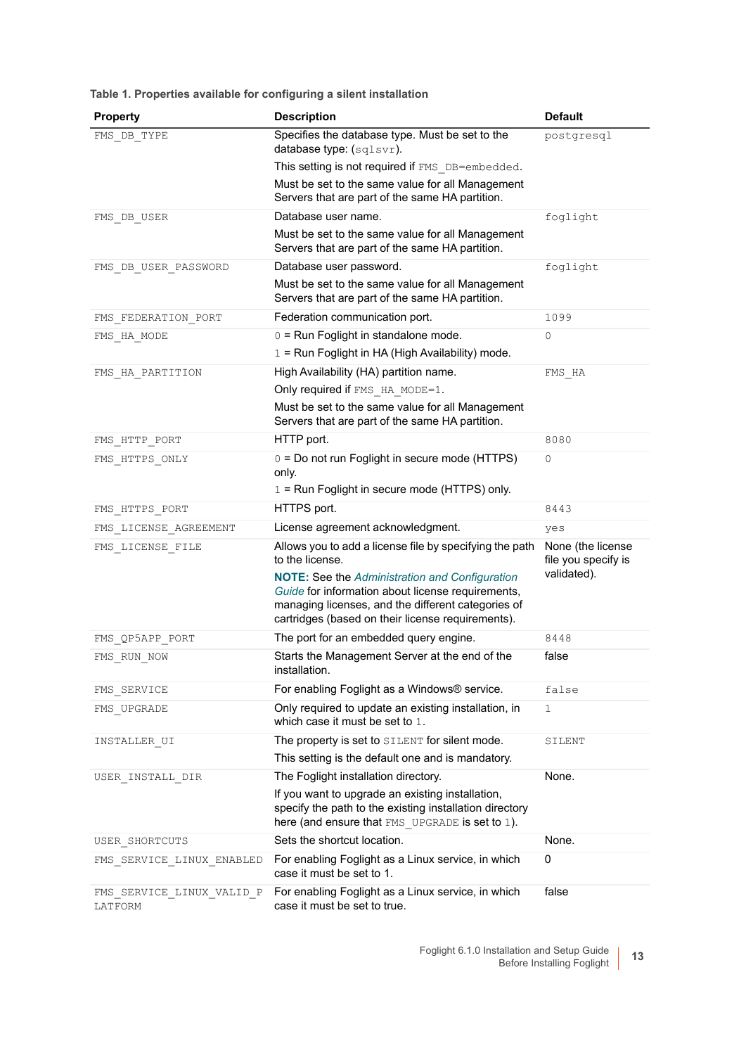**Table 1. Properties available for configuring a silent installation**

| Property | Description | Default |
|---|---|---|
| FMS_DB_TYPE | Specifies the database type. Must be set to the database type: (sqlsvr).<br>This setting is not required if FMS_DB=embedded.<br>Must be set to the same value for all Management Servers that are part of the same HA partition. | postgresql |
| FMS_DB_USER | Database user name.<br>Must be set to the same value for all Management Servers that are part of the same HA partition. | foglight |
| FMS_DB_USER_PASSWORD | Database user password.<br>Must be set to the same value for all Management Servers that are part of the same HA partition. | foglight |
| FMS_FEDERATION_PORT | Federation communication port. | 1099 |
| FMS_HA_MODE | 0 = Run Foglight in standalone mode.<br>1 = Run Foglight in HA (High Availability) mode. | 0 |
| FMS_HA_PARTITION | High Availability (HA) partition name.<br>Only required if FMS_HA_MODE=1.<br>Must be set to the same value for all Management Servers that are part of the same HA partition. | FMS_HA |
| FMS_HTTP_PORT | HTTP port. | 8080 |
| FMS_HTTPS_ONLY | 0 = Do not run Foglight in secure mode (HTTPS) only.<br>1 = Run Foglight in secure mode (HTTPS) only. | 0 |
| FMS_HTTPS_PORT | HTTPS port. | 8443 |
| FMS_LICENSE_AGREEMENT | License agreement acknowledgment. | yes |
| FMS_LICENSE_FILE | Allows you to add a license file by specifying the path to the license.<br>**NOTE:** See the *Administration and Configuration Guide* for information about license requirements, managing licenses, and the different categories of cartridges (based on their license requirements). | None (the license file you specify is validated). |
| FMS_QP5APP_PORT | The port for an embedded query engine. | 8448 |
| FMS_RUN_NOW | Starts the Management Server at the end of the installation. | false |
| FMS_SERVICE | For enabling Foglight as a Windows® service. | false |
| FMS_UPGRADE | Only required to update an existing installation, in which case it must be set to 1. | 1 |
| INSTALLER_UI | The property is set to SILENT for silent mode.<br>This setting is the default one and is mandatory. | SILENT |
| USER_INSTALL_DIR | The Foglight installation directory.<br>If you want to upgrade an existing installation, specify the path to the existing installation directory here (and ensure that FMS_UPGRADE is set to 1). | None. |
| USER_SHORTCUTS | Sets the shortcut location. | None. |
| FMS_SERVICE_LINUX_ENABLED | For enabling Foglight as a Linux service, in which case it must be set to 1. | 0 |
| FMS_SERVICE_LINUX_VALID_PLATFORM | For enabling Foglight as a Linux service, in which case it must be set to true. | false |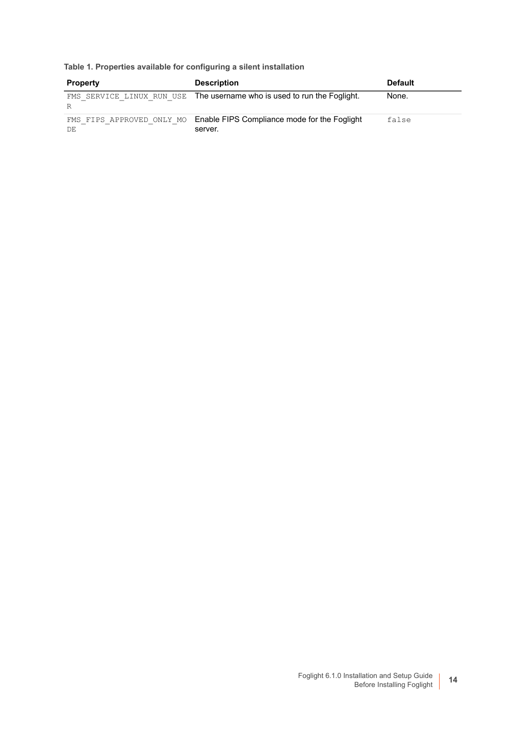**Table 1. Properties available for configuring a silent installation**

| Property | Description | Default |
|---|---|---|
| FMS_SERVICE_LINUX_RUN_USER | The username who is used to run the Foglight. | None. |
| FMS_FIPS_APPROVED_ONLY_MODE | Enable FIPS Compliance mode for the Foglight server. | false |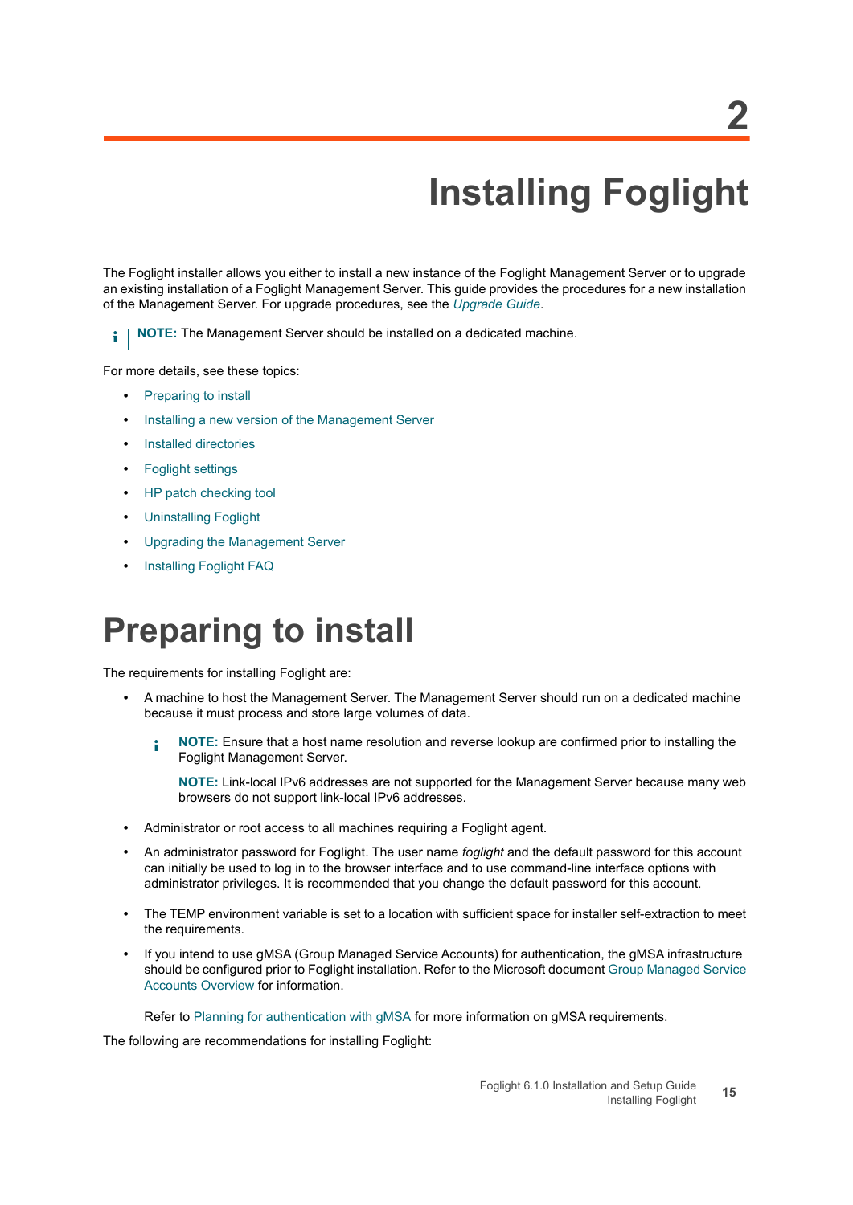# 2

# Installing Foglight

The Foglight installer allows you either to install a new instance of the Foglight Management Server or to upgrade an existing installation of a Foglight Management Server. This guide provides the procedures for a new installation of the Management Server. For upgrade procedures, see the *Upgrade Guide*.

> **NOTE:** The Management Server should be installed on a dedicated machine.

For more details, see these topics:

- Preparing to install
- Installing a new version of the Management Server
- Installed directories
- Foglight settings
- HP patch checking tool
- Uninstalling Foglight
- Upgrading the Management Server
- Installing Foglight FAQ

## Preparing to install

The requirements for installing Foglight are:

- A machine to host the Management Server. The Management Server should run on a dedicated machine because it must process and store large volumes of data.

  > **NOTE:** Ensure that a host name resolution and reverse lookup are confirmed prior to installing the Foglight Management Server.
  >
  > **NOTE:** Link-local IPv6 addresses are not supported for the Management Server because many web browsers do not support link-local IPv6 addresses.

- Administrator or root access to all machines requiring a Foglight agent.
- An administrator password for Foglight. The user name *foglight* and the default password for this account can initially be used to log in to the browser interface and to use command-line interface options with administrator privileges. It is recommended that you change the default password for this account.
- The TEMP environment variable is set to a location with sufficient space for installer self-extraction to meet the requirements.
- If you intend to use gMSA (Group Managed Service Accounts) for authentication, the gMSA infrastructure should be configured prior to Foglight installation. Refer to the Microsoft document Group Managed Service Accounts Overview for information.

  Refer to Planning for authentication with gMSA for more information on gMSA requirements.

The following are recommendations for installing Foglight: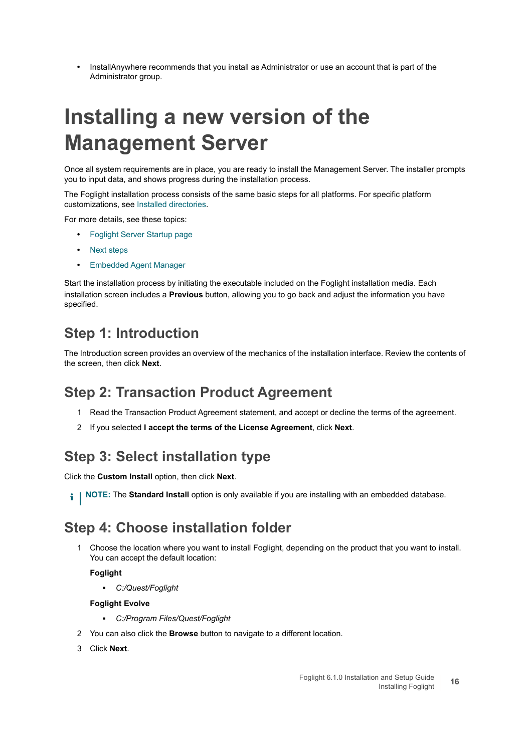- InstallAnywhere recommends that you install as Administrator or use an account that is part of the Administrator group.

# Installing a new version of the Management Server

Once all system requirements are in place, you are ready to install the Management Server. The installer prompts you to input data, and shows progress during the installation process.

The Foglight installation process consists of the same basic steps for all platforms. For specific platform customizations, see Installed directories.

For more details, see these topics:

- Foglight Server Startup page
- Next steps
- Embedded Agent Manager

Start the installation process by initiating the executable included on the Foglight installation media. Each installation screen includes a **Previous** button, allowing you to go back and adjust the information you have specified.

## Step 1: Introduction

The Introduction screen provides an overview of the mechanics of the installation interface. Review the contents of the screen, then click **Next**.

## Step 2: Transaction Product Agreement

1. Read the Transaction Product Agreement statement, and accept or decline the terms of the agreement.
2. If you selected **I accept the terms of the License Agreement**, click **Next**.

## Step 3: Select installation type

Click the **Custom Install** option, then click **Next**.

**NOTE:** The **Standard Install** option is only available if you are installing with an embedded database.

## Step 4: Choose installation folder

1. Choose the location where you want to install Foglight, depending on the product that you want to install. You can accept the default location:

   **Foglight**

   - *C:/Quest/Foglight*

   **Foglight Evolve**

   - *C:/Program Files/Quest/Foglight*

2. You can also click the **Browse** button to navigate to a different location.
3. Click **Next**.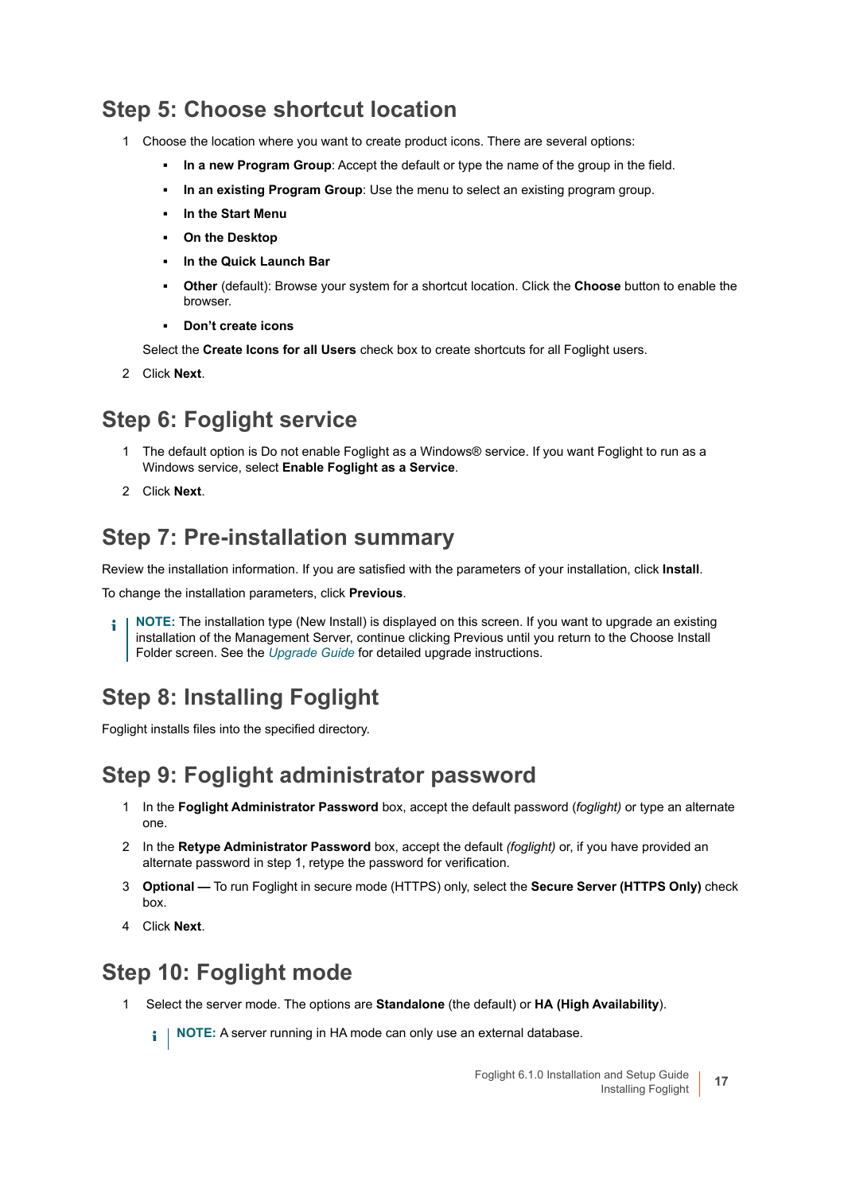## Step 5: Choose shortcut location

1. Choose the location where you want to create product icons. There are several options:
   - **In a new Program Group**: Accept the default or type the name of the group in the field.
   - **In an existing Program Group**: Use the menu to select an existing program group.
   - **In the Start Menu**
   - **On the Desktop**
   - **In the Quick Launch Bar**
   - **Other** (default): Browse your system for a shortcut location. Click the **Choose** button to enable the browser.
   - **Don't create icons**

   Select the **Create Icons for all Users** check box to create shortcuts for all Foglight users.
2. Click **Next**.

## Step 6: Foglight service

1. The default option is Do not enable Foglight as a Windows® service. If you want Foglight to run as a Windows service, select **Enable Foglight as a Service**.
2. Click **Next**.

## Step 7: Pre-installation summary

Review the installation information. If you are satisfied with the parameters of your installation, click **Install**.

To change the installation parameters, click **Previous**.

> **NOTE:** The installation type (New Install) is displayed on this screen. If you want to upgrade an existing installation of the Management Server, continue clicking Previous until you return to the Choose Install Folder screen. See the *Upgrade Guide* for detailed upgrade instructions.

## Step 8: Installing Foglight

Foglight installs files into the specified directory.

## Step 9: Foglight administrator password

1. In the **Foglight Administrator Password** box, accept the default password (*foglight)* or type an alternate one.
2. In the **Retype Administrator Password** box, accept the default *(foglight)* or, if you have provided an alternate password in step 1, retype the password for verification.
3. **Optional —** To run Foglight in secure mode (HTTPS) only, select the **Secure Server (HTTPS Only)** check box.
4. Click **Next**.

## Step 10: Foglight mode

1. Select the server mode. The options are **Standalone** (the default) or **HA (High Availability)**.

   > **NOTE:** A server running in HA mode can only use an external database.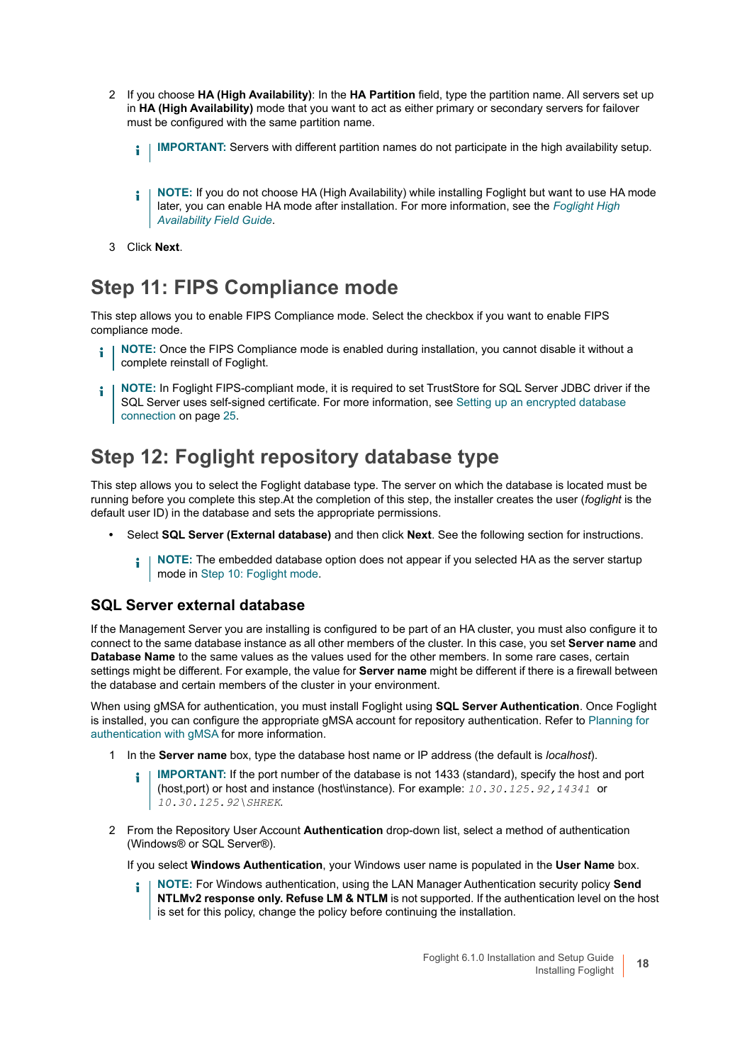2 If you choose **HA (High Availability)**: In the **HA Partition** field, type the partition name. All servers set up in **HA (High Availability)** mode that you want to act as either primary or secondary servers for failover must be configured with the same partition name.

> **IMPORTANT:** Servers with different partition names do not participate in the high availability setup.

> **NOTE:** If you do not choose HA (High Availability) while installing Foglight but want to use HA mode later, you can enable HA mode after installation. For more information, see the *Foglight High Availability Field Guide*.

3 Click **Next**.

# Step 11: FIPS Compliance mode

This step allows you to enable FIPS Compliance mode. Select the checkbox if you want to enable FIPS compliance mode.

> **NOTE:** Once the FIPS Compliance mode is enabled during installation, you cannot disable it without a complete reinstall of Foglight.

> **NOTE:** In Foglight FIPS-compliant mode, it is required to set TrustStore for SQL Server JDBC driver if the SQL Server uses self-signed certificate. For more information, see Setting up an encrypted database connection on page 25.

# Step 12: Foglight repository database type

This step allows you to select the Foglight database type. The server on which the database is located must be running before you complete this step.At the completion of this step, the installer creates the user (*foglight* is the default user ID) in the database and sets the appropriate permissions.

- Select **SQL Server (External database)** and then click **Next**. See the following section for instructions.

> **NOTE:** The embedded database option does not appear if you selected HA as the server startup mode in Step 10: Foglight mode.

## SQL Server external database

If the Management Server you are installing is configured to be part of an HA cluster, you must also configure it to connect to the same database instance as all other members of the cluster. In this case, you set **Server name** and **Database Name** to the same values as the values used for the other members. In some rare cases, certain settings might be different. For example, the value for **Server name** might be different if there is a firewall between the database and certain members of the cluster in your environment.

When using gMSA for authentication, you must install Foglight using **SQL Server Authentication**. Once Foglight is installed, you can configure the appropriate gMSA account for repository authentication. Refer to Planning for authentication with gMSA for more information.

1 In the **Server name** box, type the database host name or IP address (the default is *localhost*).

> **IMPORTANT:** If the port number of the database is not 1433 (standard), specify the host and port (host,port) or host and instance (host\instance). For example: `10.30.125.92,14341` or `10.30.125.92\SHREK`.

2 From the Repository User Account **Authentication** drop-down list, select a method of authentication (Windows® or SQL Server®).

If you select **Windows Authentication**, your Windows user name is populated in the **User Name** box.

> **NOTE:** For Windows authentication, using the LAN Manager Authentication security policy **Send NTLMv2 response only. Refuse LM & NTLM** is not supported. If the authentication level on the host is set for this policy, change the policy before continuing the installation.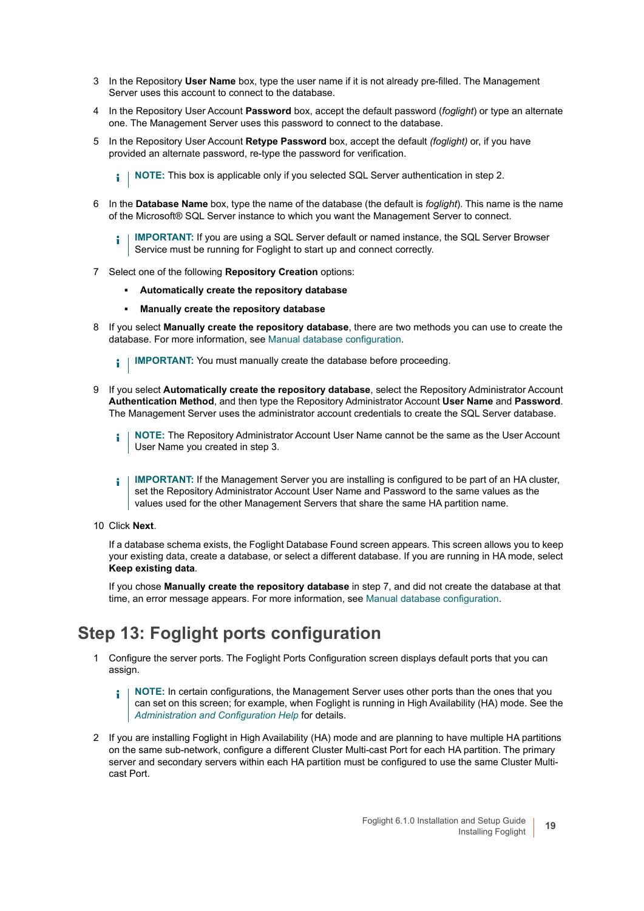3 In the Repository **User Name** box, type the user name if it is not already pre-filled. The Management Server uses this account to connect to the database.

4 In the Repository User Account **Password** box, accept the default password (*foglight*) or type an alternate one. The Management Server uses this password to connect to the database.

5 In the Repository User Account **Retype Password** box, accept the default *(foglight)* or, if you have provided an alternate password, re-type the password for verification.

> **NOTE:** This box is applicable only if you selected SQL Server authentication in step 2.

6 In the **Database Name** box, type the name of the database (the default is *foglight*). This name is the name of the Microsoft® SQL Server instance to which you want the Management Server to connect.

> **IMPORTANT:** If you are using a SQL Server default or named instance, the SQL Server Browser Service must be running for Foglight to start up and connect correctly.

7 Select one of the following **Repository Creation** options:

- **Automatically create the repository database**
- **Manually create the repository database**

8 If you select **Manually create the repository database**, there are two methods you can use to create the database. For more information, see Manual database configuration.

> **IMPORTANT:** You must manually create the database before proceeding.

9 If you select **Automatically create the repository database**, select the Repository Administrator Account **Authentication Method**, and then type the Repository Administrator Account **User Name** and **Password**. The Management Server uses the administrator account credentials to create the SQL Server database.

> **NOTE:** The Repository Administrator Account User Name cannot be the same as the User Account User Name you created in step 3.

> **IMPORTANT:** If the Management Server you are installing is configured to be part of an HA cluster, set the Repository Administrator Account User Name and Password to the same values as the values used for the other Management Servers that share the same HA partition name.

10 Click **Next**.

If a database schema exists, the Foglight Database Found screen appears. This screen allows you to keep your existing data, create a database, or select a different database. If you are running in HA mode, select **Keep existing data**.

If you chose **Manually create the repository database** in step 7, and did not create the database at that time, an error message appears. For more information, see Manual database configuration.

## Step 13: Foglight ports configuration

1 Configure the server ports. The Foglight Ports Configuration screen displays default ports that you can assign.

> **NOTE:** In certain configurations, the Management Server uses other ports than the ones that you can set on this screen; for example, when Foglight is running in High Availability (HA) mode. See the *Administration and Configuration Help* for details.

2 If you are installing Foglight in High Availability (HA) mode and are planning to have multiple HA partitions on the same sub-network, configure a different Cluster Multi-cast Port for each HA partition. The primary server and secondary servers within each HA partition must be configured to use the same Cluster Multi-cast Port.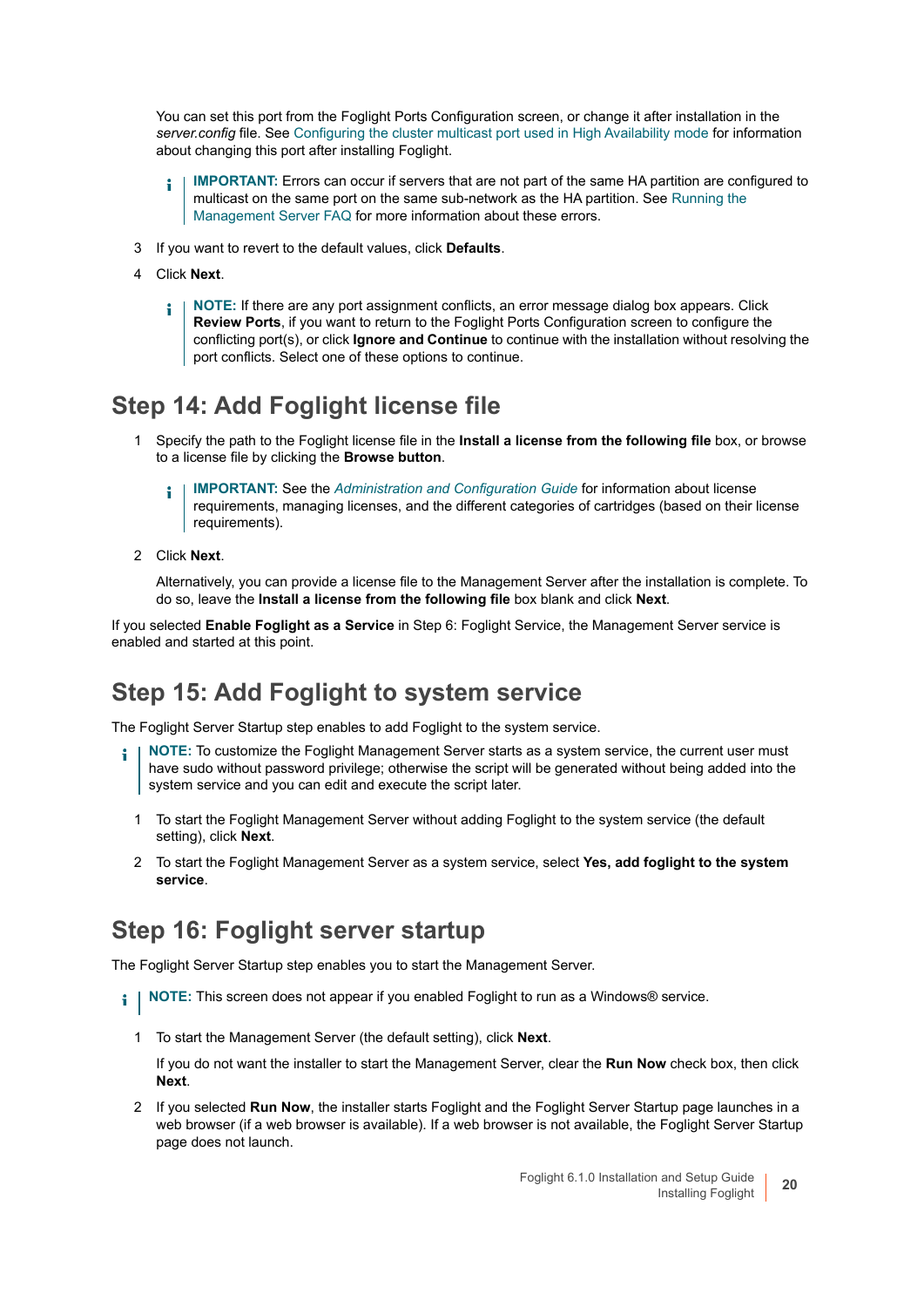You can set this port from the Foglight Ports Configuration screen, or change it after installation in the *server.config* file. See Configuring the cluster multicast port used in High Availability mode for information about changing this port after installing Foglight.

> **IMPORTANT:** Errors can occur if servers that are not part of the same HA partition are configured to multicast on the same port on the same sub-network as the HA partition. See Running the Management Server FAQ for more information about these errors.

3 If you want to revert to the default values, click **Defaults**.

4 Click **Next**.

> **NOTE:** If there are any port assignment conflicts, an error message dialog box appears. Click **Review Ports**, if you want to return to the Foglight Ports Configuration screen to configure the conflicting port(s), or click **Ignore and Continue** to continue with the installation without resolving the port conflicts. Select one of these options to continue.

## Step 14: Add Foglight license file

1 Specify the path to the Foglight license file in the **Install a license from the following file** box, or browse to a license file by clicking the **Browse button**.

> **IMPORTANT:** See the *Administration and Configuration Guide* for information about license requirements, managing licenses, and the different categories of cartridges (based on their license requirements).

2 Click **Next**.

Alternatively, you can provide a license file to the Management Server after the installation is complete. To do so, leave the **Install a license from the following file** box blank and click **Next**.

If you selected **Enable Foglight as a Service** in Step 6: Foglight Service, the Management Server service is enabled and started at this point.

## Step 15: Add Foglight to system service

The Foglight Server Startup step enables to add Foglight to the system service.

> **NOTE:** To customize the Foglight Management Server starts as a system service, the current user must have sudo without password privilege; otherwise the script will be generated without being added into the system service and you can edit and execute the script later.

1 To start the Foglight Management Server without adding Foglight to the system service (the default setting), click **Next**.

2 To start the Foglight Management Server as a system service, select **Yes, add foglight to the system service**.

## Step 16: Foglight server startup

The Foglight Server Startup step enables you to start the Management Server.

> **NOTE:** This screen does not appear if you enabled Foglight to run as a Windows® service.

1 To start the Management Server (the default setting), click **Next**.

If you do not want the installer to start the Management Server, clear the **Run Now** check box, then click **Next**.

2 If you selected **Run Now**, the installer starts Foglight and the Foglight Server Startup page launches in a web browser (if a web browser is available). If a web browser is not available, the Foglight Server Startup page does not launch.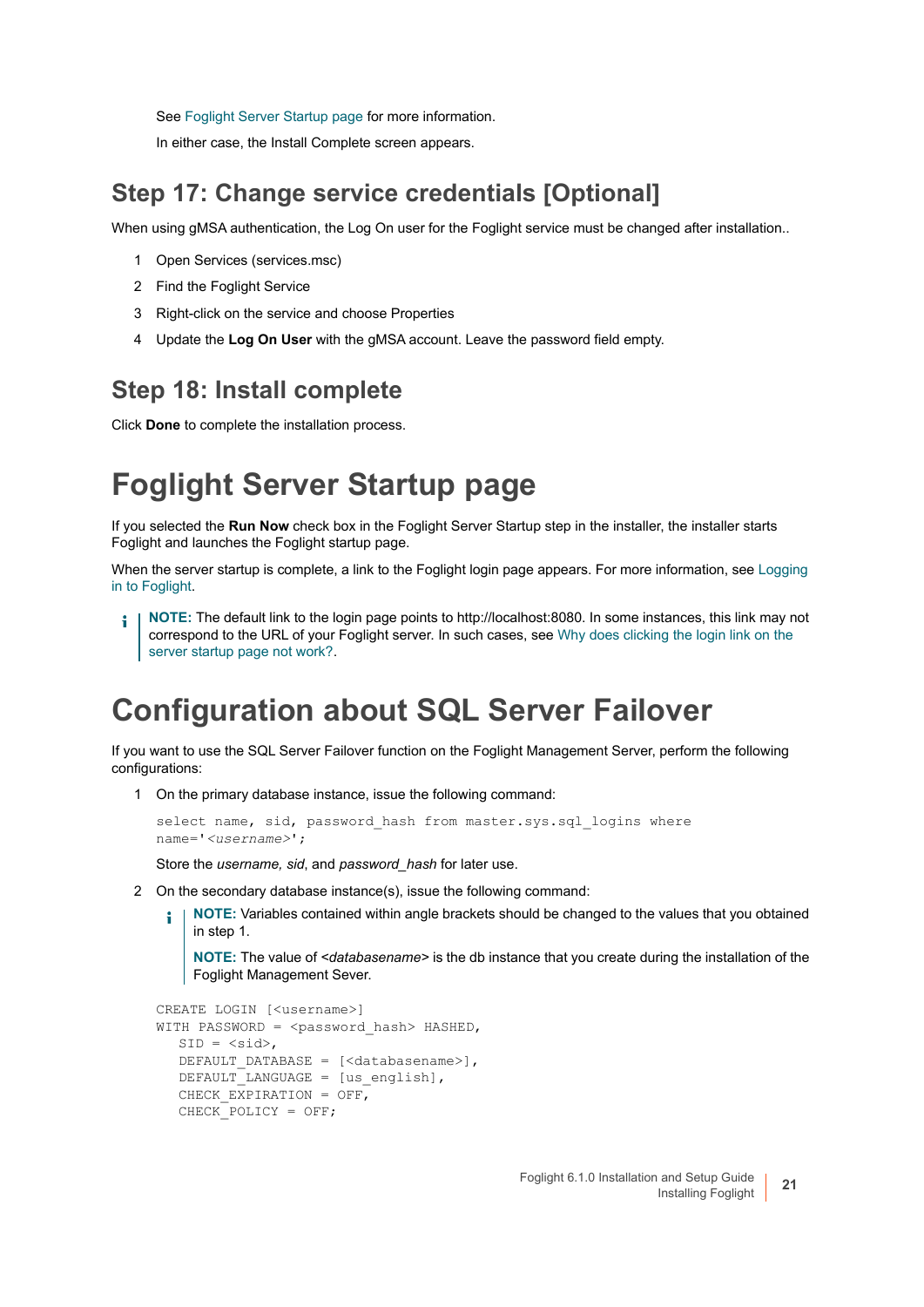See Foglight Server Startup page for more information.

In either case, the Install Complete screen appears.

## Step 17: Change service credentials [Optional]

When using gMSA authentication, the Log On user for the Foglight service must be changed after installation..

1. Open Services (services.msc)
2. Find the Foglight Service
3. Right-click on the service and choose Properties
4. Update the **Log On User** with the gMSA account. Leave the password field empty.

## Step 18: Install complete

Click **Done** to complete the installation process.

# Foglight Server Startup page

If you selected the **Run Now** check box in the Foglight Server Startup step in the installer, the installer starts Foglight and launches the Foglight startup page.

When the server startup is complete, a link to the Foglight login page appears. For more information, see Logging in to Foglight.

> **NOTE:** The default link to the login page points to http://localhost:8080. In some instances, this link may not correspond to the URL of your Foglight server. In such cases, see Why does clicking the login link on the server startup page not work?.

# Configuration about SQL Server Failover

If you want to use the SQL Server Failover function on the Foglight Management Server, perform the following configurations:

1. On the primary database instance, issue the following command:

   ```
   select name, sid, password_hash from master.sys.sql_logins where
   name='<username>';
   ```

   Store the *username, sid*, and *password_hash* for later use.

2. On the secondary database instance(s), issue the following command:

   > **NOTE:** Variables contained within angle brackets should be changed to the values that you obtained in step 1.
   >
   > **NOTE:** The value of <*databasename*> is the db instance that you create during the installation of the Foglight Management Sever.

   ```
   CREATE LOGIN [<username>]
   WITH PASSWORD = <password_hash> HASHED,
      SID = <sid>,
      DEFAULT_DATABASE = [<databasename>],
      DEFAULT_LANGUAGE = [us_english],
      CHECK_EXPIRATION = OFF,
      CHECK_POLICY = OFF;
   ```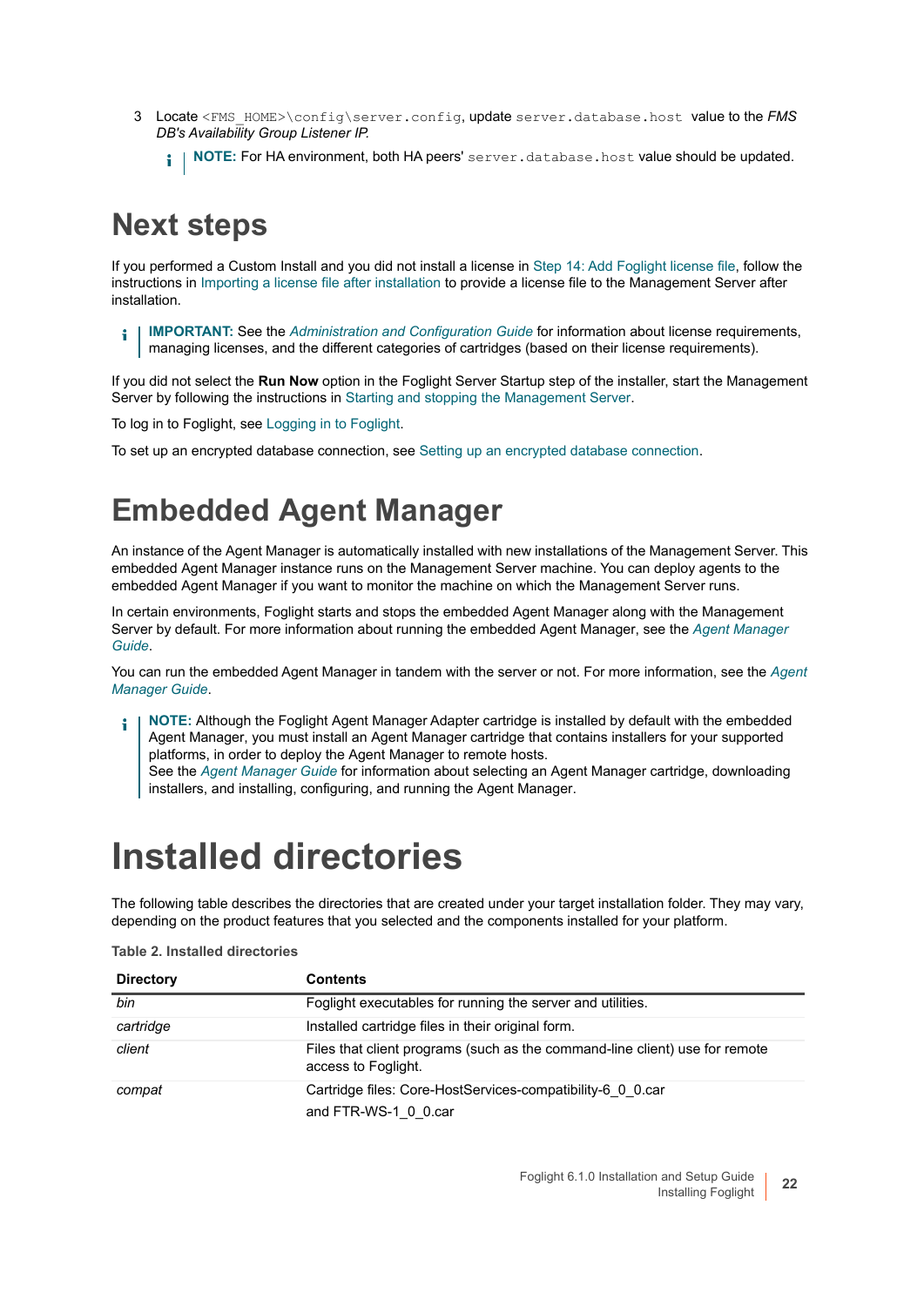3 Locate `<FMS_HOME>\config\server.config`, update `server.database.host` value to the *FMS DB's Availability Group Listener IP.*

> **NOTE:** For HA environment, both HA peers' `server.database.host` value should be updated.

# Next steps

If you performed a Custom Install and you did not install a license in Step 14: Add Foglight license file, follow the instructions in Importing a license file after installation to provide a license file to the Management Server after installation.

> **IMPORTANT:** See the *Administration and Configuration Guide* for information about license requirements, managing licenses, and the different categories of cartridges (based on their license requirements).

If you did not select the **Run Now** option in the Foglight Server Startup step of the installer, start the Management Server by following the instructions in Starting and stopping the Management Server.

To log in to Foglight, see Logging in to Foglight.

To set up an encrypted database connection, see Setting up an encrypted database connection.

# Embedded Agent Manager

An instance of the Agent Manager is automatically installed with new installations of the Management Server. This embedded Agent Manager instance runs on the Management Server machine. You can deploy agents to the embedded Agent Manager if you want to monitor the machine on which the Management Server runs.

In certain environments, Foglight starts and stops the embedded Agent Manager along with the Management Server by default. For more information about running the embedded Agent Manager, see the *Agent Manager Guide*.

You can run the embedded Agent Manager in tandem with the server or not. For more information, see the *Agent Manager Guide*.

> **NOTE:** Although the Foglight Agent Manager Adapter cartridge is installed by default with the embedded Agent Manager, you must install an Agent Manager cartridge that contains installers for your supported platforms, in order to deploy the Agent Manager to remote hosts.
> See the *Agent Manager Guide* for information about selecting an Agent Manager cartridge, downloading installers, and installing, configuring, and running the Agent Manager.

# Installed directories

The following table describes the directories that are created under your target installation folder. They may vary, depending on the product features that you selected and the components installed for your platform.

**Table 2. Installed directories**

| Directory | Contents |
|---|---|
| *bin* | Foglight executables for running the server and utilities. |
| *cartridge* | Installed cartridge files in their original form. |
| *client* | Files that client programs (such as the command-line client) use for remote access to Foglight. |
| *compat* | Cartridge files: Core-HostServices-compatibility-6_0_0.car and FTR-WS-1_0_0.car |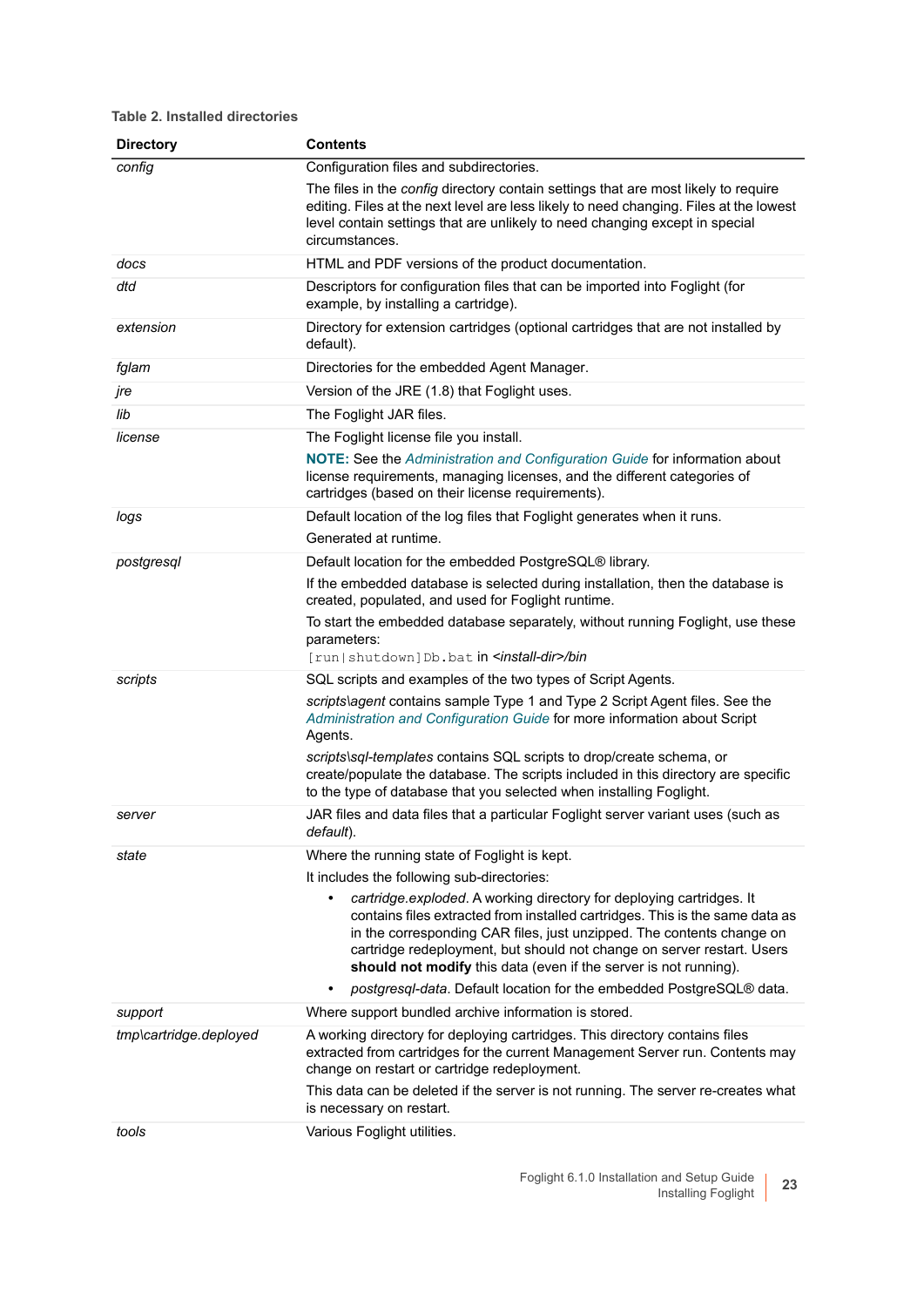**Table 2. Installed directories**

| Directory | Contents |
|---|---|
| *config* | Configuration files and subdirectories.<br>The files in the *config* directory contain settings that are most likely to require editing. Files at the next level are less likely to need changing. Files at the lowest level contain settings that are unlikely to need changing except in special circumstances. |
| *docs* | HTML and PDF versions of the product documentation. |
| *dtd* | Descriptors for configuration files that can be imported into Foglight (for example, by installing a cartridge). |
| *extension* | Directory for extension cartridges (optional cartridges that are not installed by default). |
| *fglam* | Directories for the embedded Agent Manager. |
| *jre* | Version of the JRE (1.8) that Foglight uses. |
| *lib* | The Foglight JAR files. |
| *license* | The Foglight license file you install.<br>**NOTE:** See the *Administration and Configuration Guide* for information about license requirements, managing licenses, and the different categories of cartridges (based on their license requirements). |
| *logs* | Default location of the log files that Foglight generates when it runs.<br>Generated at runtime. |
| *postgresql* | Default location for the embedded PostgreSQL® library.<br>If the embedded database is selected during installation, then the database is created, populated, and used for Foglight runtime.<br>To start the embedded database separately, without running Foglight, use these parameters:<br>`[run|shutdown]Db.bat` in *<install-dir>/bin* |
| *scripts* | SQL scripts and examples of the two types of Script Agents.<br>*scripts\agent* contains sample Type 1 and Type 2 Script Agent files. See the *Administration and Configuration Guide* for more information about Script Agents.<br>*scripts\sql-templates* contains SQL scripts to drop/create schema, or create/populate the database. The scripts included in this directory are specific to the type of database that you selected when installing Foglight. |
| *server* | JAR files and data files that a particular Foglight server variant uses (such as *default*). |
| *state* | Where the running state of Foglight is kept.<br>It includes the following sub-directories:<br>• *cartridge.exploded*. A working directory for deploying cartridges. It contains files extracted from installed cartridges. This is the same data as in the corresponding CAR files, just unzipped. The contents change on cartridge redeployment, but should not change on server restart. Users **should not modify** this data (even if the server is not running).<br>• *postgresql-data*. Default location for the embedded PostgreSQL® data. |
| *support* | Where support bundled archive information is stored. |
| *tmp\cartridge.deployed* | A working directory for deploying cartridges. This directory contains files extracted from cartridges for the current Management Server run. Contents may change on restart or cartridge redeployment.<br>This data can be deleted if the server is not running. The server re-creates what is necessary on restart. |
| *tools* | Various Foglight utilities. |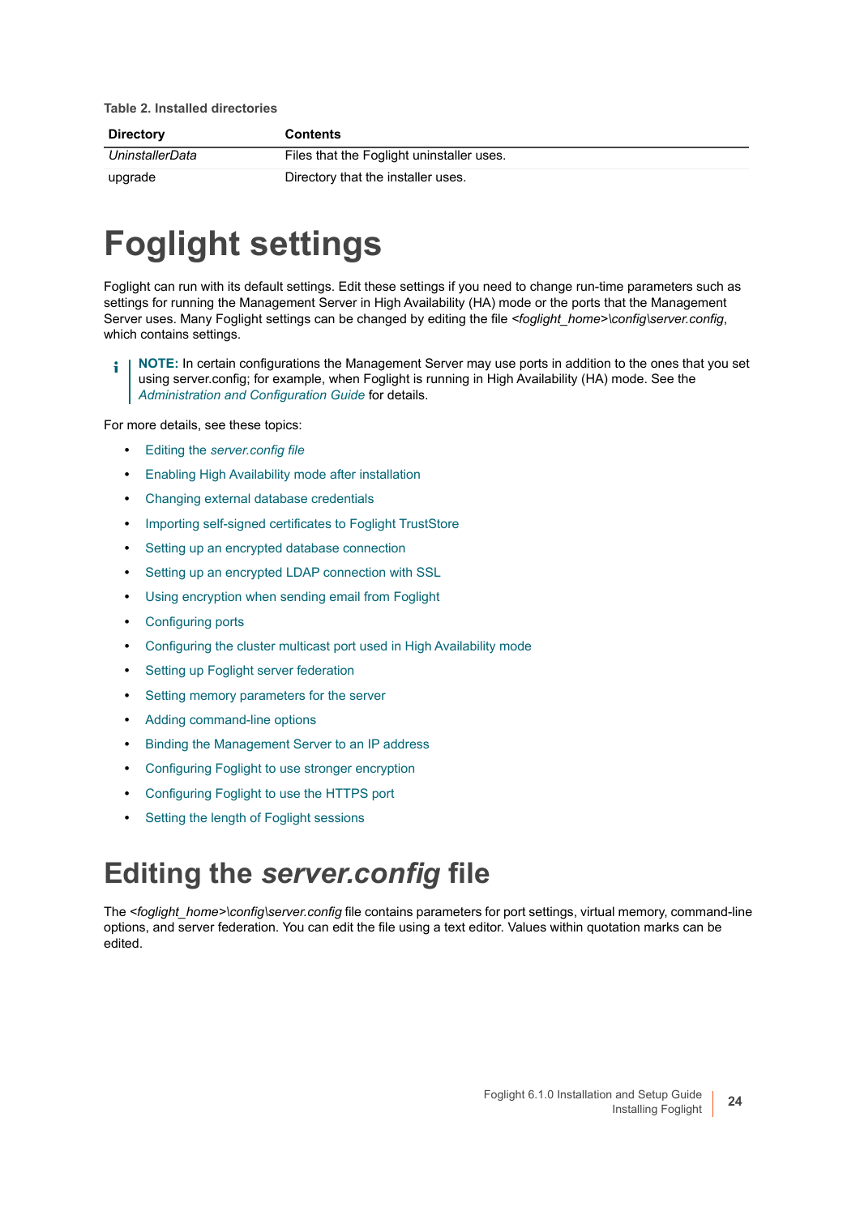**Table 2. Installed directories**

| Directory | Contents |
|---|---|
| *UninstallerData* | Files that the Foglight uninstaller uses. |
| upgrade | Directory that the installer uses. |

# Foglight settings

Foglight can run with its default settings. Edit these settings if you need to change run-time parameters such as settings for running the Management Server in High Availability (HA) mode or the ports that the Management Server uses. Many Foglight settings can be changed by editing the file *<foglight_home>\config\server.config*, which contains settings.

**NOTE:** In certain configurations the Management Server may use ports in addition to the ones that you set using server.config; for example, when Foglight is running in High Availability (HA) mode. See the *Administration and Configuration Guide* for details.

For more details, see these topics:

- Editing the *server.config file*
- Enabling High Availability mode after installation
- Changing external database credentials
- Importing self-signed certificates to Foglight TrustStore
- Setting up an encrypted database connection
- Setting up an encrypted LDAP connection with SSL
- Using encryption when sending email from Foglight
- Configuring ports
- Configuring the cluster multicast port used in High Availability mode
- Setting up Foglight server federation
- Setting memory parameters for the server
- Adding command-line options
- Binding the Management Server to an IP address
- Configuring Foglight to use stronger encryption
- Configuring Foglight to use the HTTPS port
- Setting the length of Foglight sessions

# Editing the *server.config* file

The *<foglight_home>\config\server.config* file contains parameters for port settings, virtual memory, command-line options, and server federation. You can edit the file using a text editor. Values within quotation marks can be edited.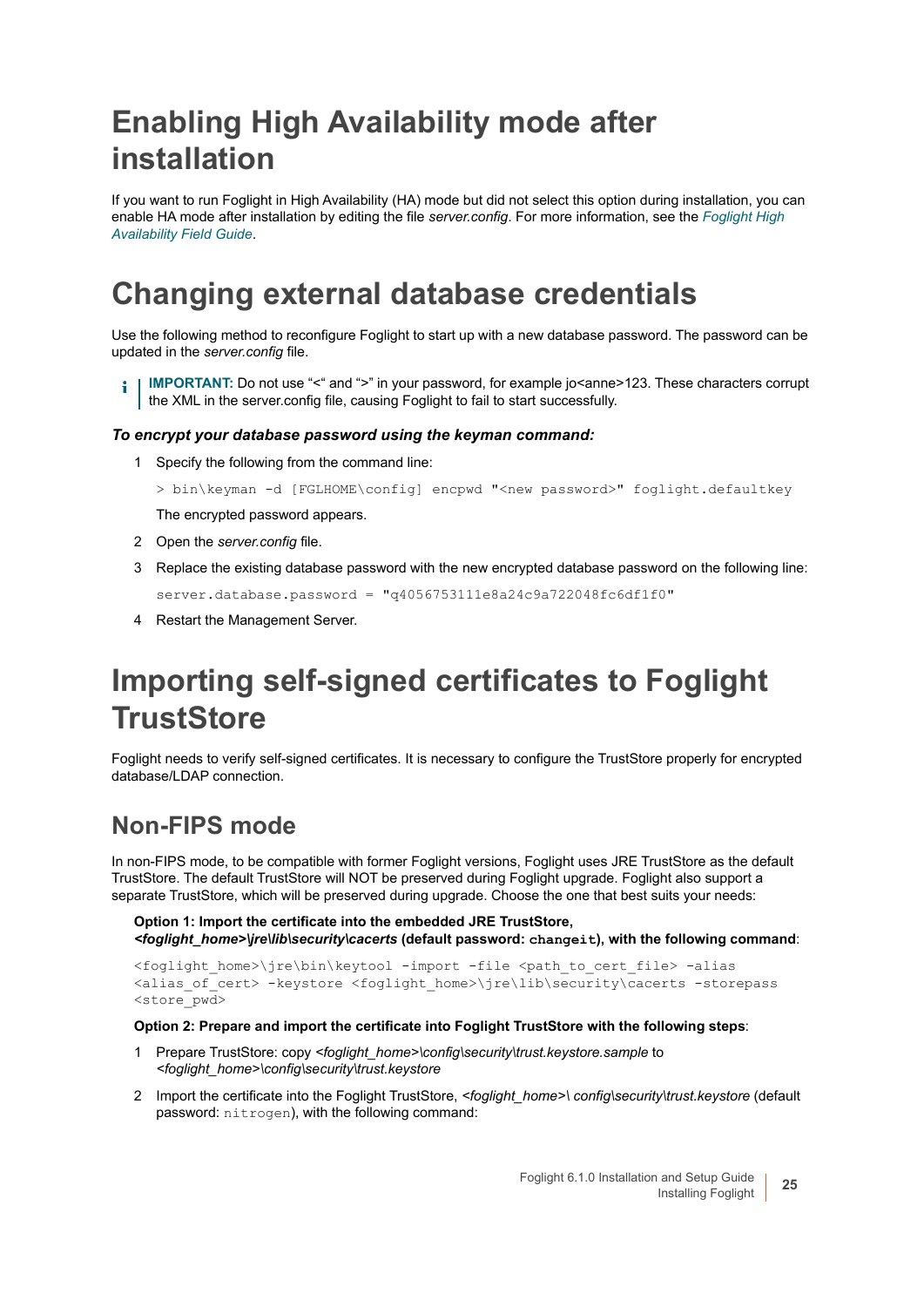# Enabling High Availability mode after installation

If you want to run Foglight in High Availability (HA) mode but did not select this option during installation, you can enable HA mode after installation by editing the file *server.config*. For more information, see the *Foglight High Availability Field Guide*.

# Changing external database credentials

Use the following method to reconfigure Foglight to start up with a new database password. The password can be updated in the *server.config* file.

> **IMPORTANT:** Do not use "<" and ">" in your password, for example jo<anne>123. These characters corrupt the XML in the server.config file, causing Foglight to fail to start successfully.

***To encrypt your database password using the keyman command:***

1. Specify the following from the command line:

   ```
   > bin\keyman -d [FGLHOME\config] encpwd "<new password>" foglight.defaultkey
   ```

   The encrypted password appears.

2. Open the *server.config* file.
3. Replace the existing database password with the new encrypted database password on the following line:

   ```
   server.database.password = "q4056753111e8a24c9a722048fc6df1f0"
   ```

4. Restart the Management Server.

# Importing self-signed certificates to Foglight TrustStore

Foglight needs to verify self-signed certificates. It is necessary to configure the TrustStore properly for encrypted database/LDAP connection.

## Non-FIPS mode

In non-FIPS mode, to be compatible with former Foglight versions, Foglight uses JRE TrustStore as the default TrustStore. The default TrustStore will NOT be preserved during Foglight upgrade. Foglight also support a separate TrustStore, which will be preserved during upgrade. Choose the one that best suits your needs:

**Option 1: Import the certificate into the embedded JRE TrustStore, *<foglight_home>\jre\lib\security\cacerts* (default password: `changeit`), with the following command**:

```
<foglight_home>\jre\bin\keytool -import -file <path_to_cert_file> -alias
<alias_of_cert> -keystore <foglight_home>\jre\lib\security\cacerts -storepass
<store_pwd>
```

**Option 2: Prepare and import the certificate into Foglight TrustStore with the following steps**:

1. Prepare TrustStore: copy *<foglight_home>\config\security\trust.keystore.sample* to *<foglight_home>\config\security\trust.keystore*
2. Import the certificate into the Foglight TrustStore, *<foglight_home>\ config\security\trust.keystore* (default password: `nitrogen`), with the following command: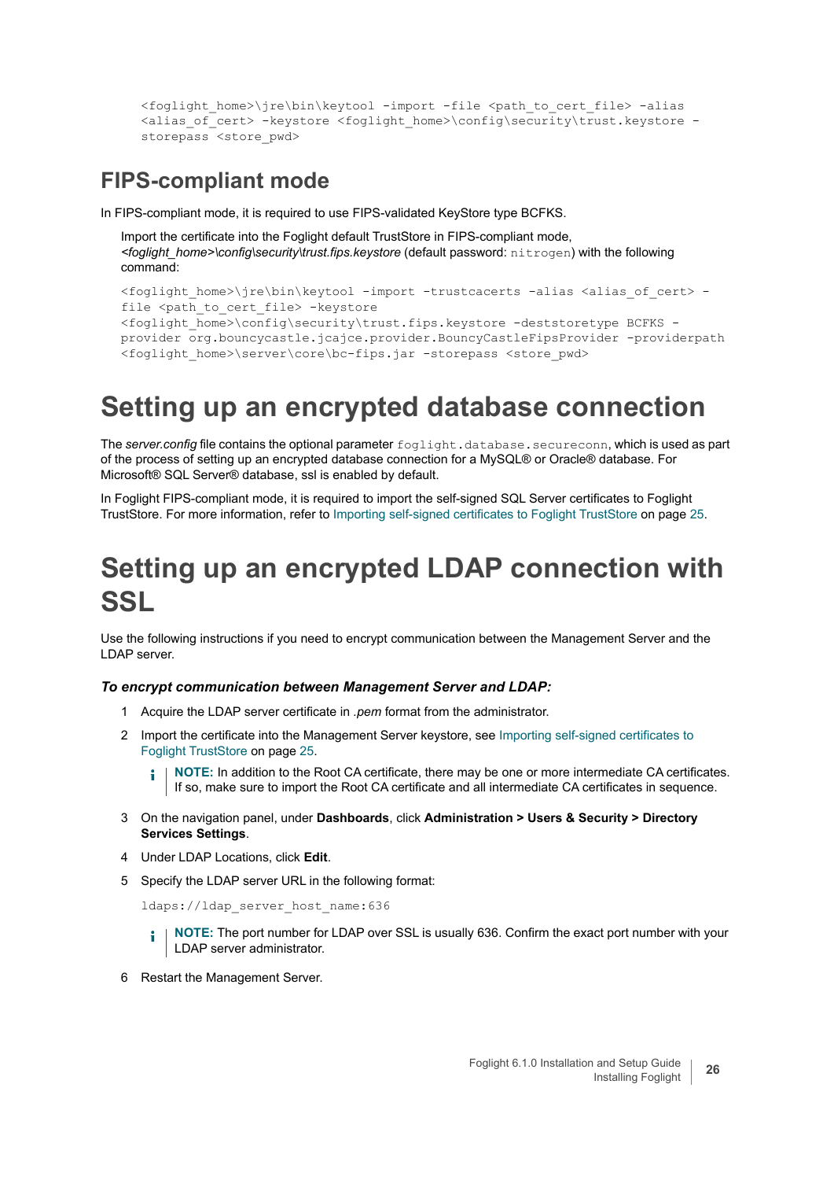```
<foglight_home>\jre\bin\keytool -import -file <path_to_cert_file> -alias
<alias_of_cert> -keystore <foglight_home>\config\security\trust.keystore -
storepass <store_pwd>
```

## FIPS-compliant mode

In FIPS-compliant mode, it is required to use FIPS-validated KeyStore type BCFKS.

Import the certificate into the Foglight default TrustStore in FIPS-compliant mode, *<foglight_home>\config\security\trust.fips.keystore* (default password: `nitrogen`) with the following command:

```
<foglight_home>\jre\bin\keytool -import -trustcacerts -alias <alias_of_cert> -
file <path_to_cert_file> -keystore
<foglight_home>\config\security\trust.fips.keystore -deststoretype BCFKS -
provider org.bouncycastle.jcajce.provider.BouncyCastleFipsProvider -providerpath
<foglight_home>\server\core\bc-fips.jar -storepass <store_pwd>
```

# Setting up an encrypted database connection

The *server.config* file contains the optional parameter `foglight.database.secureconn`, which is used as part of the process of setting up an encrypted database connection for a MySQL® or Oracle® database. For Microsoft® SQL Server® database, ssl is enabled by default.

In Foglight FIPS-compliant mode, it is required to import the self-signed SQL Server certificates to Foglight TrustStore. For more information, refer to Importing self-signed certificates to Foglight TrustStore on page 25.

# Setting up an encrypted LDAP connection with SSL

Use the following instructions if you need to encrypt communication between the Management Server and the LDAP server.

***To encrypt communication between Management Server and LDAP:***

1. Acquire the LDAP server certificate in *.pem* format from the administrator.
2. Import the certificate into the Management Server keystore, see Importing self-signed certificates to Foglight TrustStore on page 25.

   **NOTE:** In addition to the Root CA certificate, there may be one or more intermediate CA certificates. If so, make sure to import the Root CA certificate and all intermediate CA certificates in sequence.

3. On the navigation panel, under **Dashboards**, click **Administration > Users & Security > Directory Services Settings**.
4. Under LDAP Locations, click **Edit**.
5. Specify the LDAP server URL in the following format:

   ```
   ldaps://ldap_server_host_name:636
   ```

   **NOTE:** The port number for LDAP over SSL is usually 636. Confirm the exact port number with your LDAP server administrator.

6. Restart the Management Server.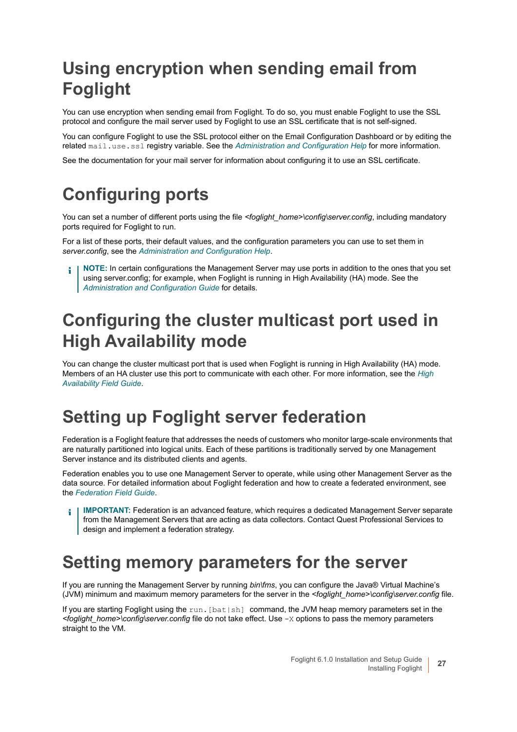# Using encryption when sending email from Foglight

You can use encryption when sending email from Foglight. To do so, you must enable Foglight to use the SSL protocol and configure the mail server used by Foglight to use an SSL certificate that is not self-signed.

You can configure Foglight to use the SSL protocol either on the Email Configuration Dashboard or by editing the related `mail.use.ssl` registry variable. See the *Administration and Configuration Help* for more information.

See the documentation for your mail server for information about configuring it to use an SSL certificate.

# Configuring ports

You can set a number of different ports using the file *<foglight_home>\config\server.config*, including mandatory ports required for Foglight to run.

For a list of these ports, their default values, and the configuration parameters you can use to set them in *server.config*, see the *Administration and Configuration Help*.

> **NOTE:** In certain configurations the Management Server may use ports in addition to the ones that you set using server.config; for example, when Foglight is running in High Availability (HA) mode. See the *Administration and Configuration Guide* for details.

# Configuring the cluster multicast port used in High Availability mode

You can change the cluster multicast port that is used when Foglight is running in High Availability (HA) mode. Members of an HA cluster use this port to communicate with each other. For more information, see the *High Availability Field Guide*.

# Setting up Foglight server federation

Federation is a Foglight feature that addresses the needs of customers who monitor large-scale environments that are naturally partitioned into logical units. Each of these partitions is traditionally served by one Management Server instance and its distributed clients and agents.

Federation enables you to use one Management Server to operate, while using other Management Server as the data source. For detailed information about Foglight federation and how to create a federated environment, see the *Federation Field Guide*.

> **IMPORTANT:** Federation is an advanced feature, which requires a dedicated Management Server separate from the Management Servers that are acting as data collectors. Contact Quest Professional Services to design and implement a federation strategy.

# Setting memory parameters for the server

If you are running the Management Server by running *bin\fms*, you can configure the Java® Virtual Machine's (JVM) minimum and maximum memory parameters for the server in the *<foglight_home>\config\server.config* file.

If you are starting Foglight using the `run.[bat|sh]` command, the JVM heap memory parameters set in the *<foglight_home>\config\server.config* file do not take effect. Use `-X` options to pass the memory parameters straight to the VM.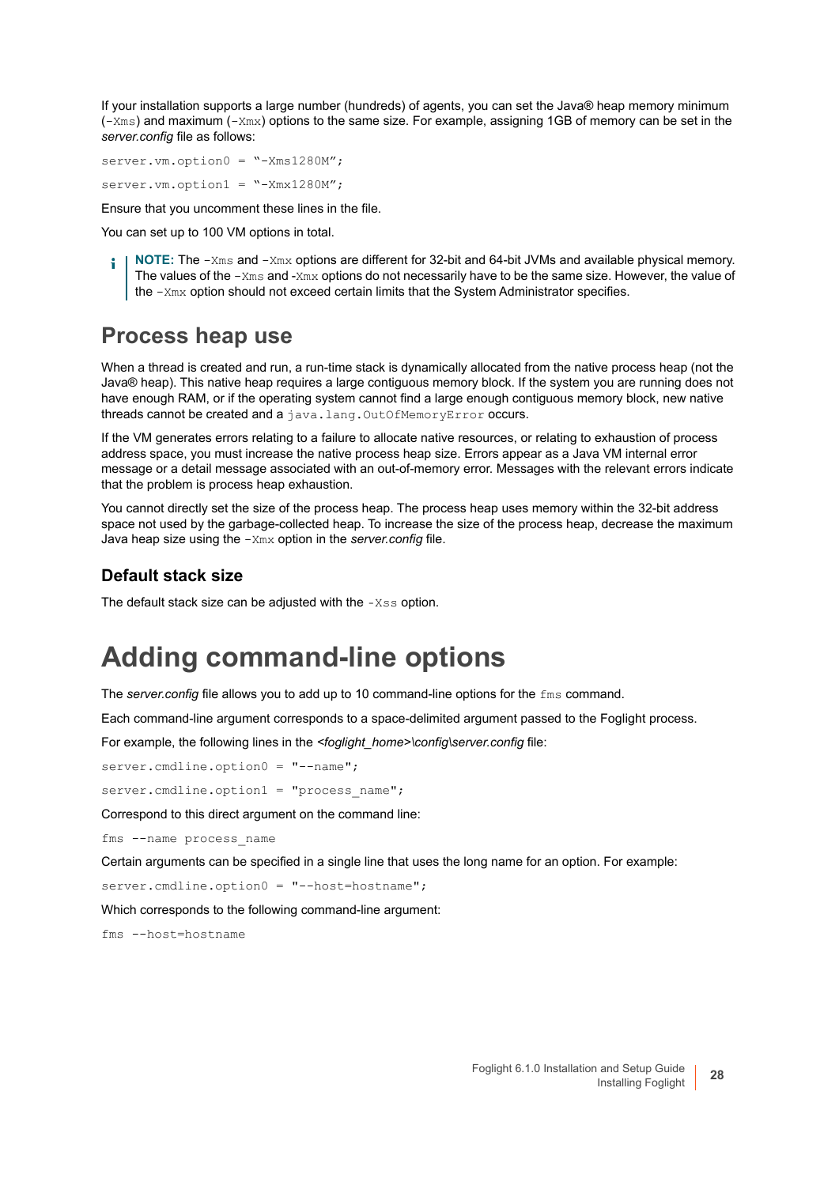If your installation supports a large number (hundreds) of agents, you can set the Java® heap memory minimum (`-Xms`) and maximum (`-Xmx`) options to the same size. For example, assigning 1GB of memory can be set in the *server.config* file as follows:

```
server.vm.option0 = “-Xms1280M”;
```

```
server.vm.option1 = “-Xmx1280M”;
```

Ensure that you uncomment these lines in the file.

You can set up to 100 VM options in total.

> **NOTE:** The `-Xms` and `-Xmx` options are different for 32-bit and 64-bit JVMs and available physical memory. The values of the `-Xms` and `-Xmx` options do not necessarily have to be the same size. However, the value of the `-Xmx` option should not exceed certain limits that the System Administrator specifies.

## Process heap use

When a thread is created and run, a run-time stack is dynamically allocated from the native process heap (not the Java® heap). This native heap requires a large contiguous memory block. If the system you are running does not have enough RAM, or if the operating system cannot find a large enough contiguous memory block, new native threads cannot be created and a `java.lang.OutOfMemoryError` occurs.

If the VM generates errors relating to a failure to allocate native resources, or relating to exhaustion of process address space, you must increase the native process heap size. Errors appear as a Java VM internal error message or a detail message associated with an out-of-memory error. Messages with the relevant errors indicate that the problem is process heap exhaustion.

You cannot directly set the size of the process heap. The process heap uses memory within the 32-bit address space not used by the garbage-collected heap. To increase the size of the process heap, decrease the maximum Java heap size using the `-Xmx` option in the *server.config* file.

### Default stack size

The default stack size can be adjusted with the `-Xss` option.

# Adding command-line options

The *server.config* file allows you to add up to 10 command-line options for the `fms` command.

Each command-line argument corresponds to a space-delimited argument passed to the Foglight process.

For example, the following lines in the *<foglight_home>\config\server.config* file:

```
server.cmdline.option0 = "--name";
```

```
server.cmdline.option1 = "process_name";
```

Correspond to this direct argument on the command line:

```
fms --name process_name
```

Certain arguments can be specified in a single line that uses the long name for an option. For example:

```
server.cmdline.option0 = "--host=hostname";
```

Which corresponds to the following command-line argument:

```
fms --host=hostname
```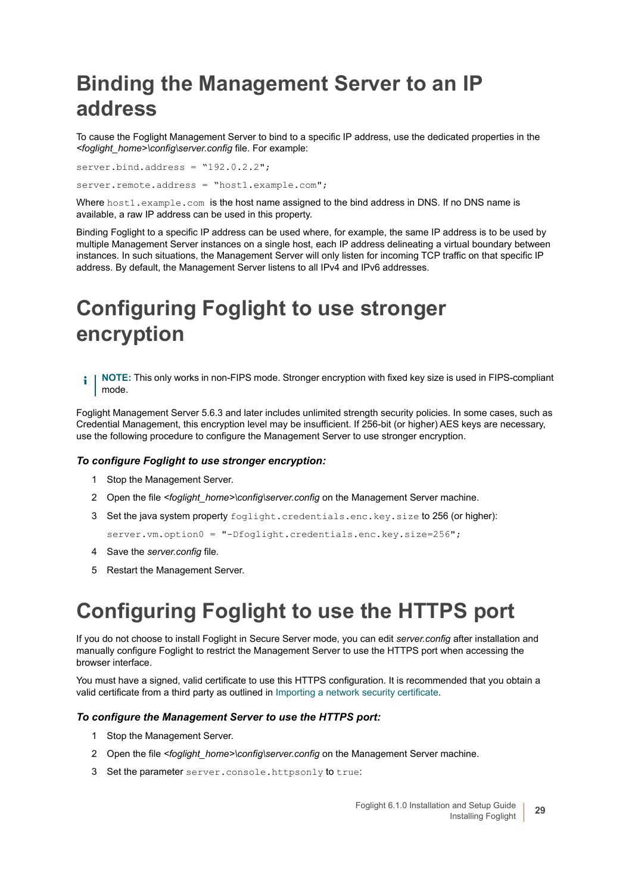# Binding the Management Server to an IP address

To cause the Foglight Management Server to bind to a specific IP address, use the dedicated properties in the *<foglight_home>\config\server.config* file. For example:

```
server.bind.address = "192.0.2.2";
```

```
server.remote.address = "host1.example.com";
```

Where `host1.example.com` is the host name assigned to the bind address in DNS. If no DNS name is available, a raw IP address can be used in this property.

Binding Foglight to a specific IP address can be used where, for example, the same IP address is to be used by multiple Management Server instances on a single host, each IP address delineating a virtual boundary between instances. In such situations, the Management Server will only listen for incoming TCP traffic on that specific IP address. By default, the Management Server listens to all IPv4 and IPv6 addresses.

# Configuring Foglight to use stronger encryption

> **NOTE:** This only works in non-FIPS mode. Stronger encryption with fixed key size is used in FIPS-compliant mode.

Foglight Management Server 5.6.3 and later includes unlimited strength security policies. In some cases, such as Credential Management, this encryption level may be insufficient. If 256-bit (or higher) AES keys are necessary, use the following procedure to configure the Management Server to use stronger encryption.

### *To configure Foglight to use stronger encryption:*

1. Stop the Management Server.
2. Open the file *<foglight_home>\config\server.config* on the Management Server machine.
3. Set the java system property `foglight.credentials.enc.key.size` to 256 (or higher):

   ```
   server.vm.option0 = "-Dfoglight.credentials.enc.key.size=256";
   ```

4. Save the *server.config* file.
5. Restart the Management Server.

# Configuring Foglight to use the HTTPS port

If you do not choose to install Foglight in Secure Server mode, you can edit *server.config* after installation and manually configure Foglight to restrict the Management Server to use the HTTPS port when accessing the browser interface.

You must have a signed, valid certificate to use this HTTPS configuration. It is recommended that you obtain a valid certificate from a third party as outlined in Importing a network security certificate.

### *To configure the Management Server to use the HTTPS port:*

1. Stop the Management Server.
2. Open the file *<foglight_home>\config\server.config* on the Management Server machine.
3. Set the parameter `server.console.httpsonly` to `true`: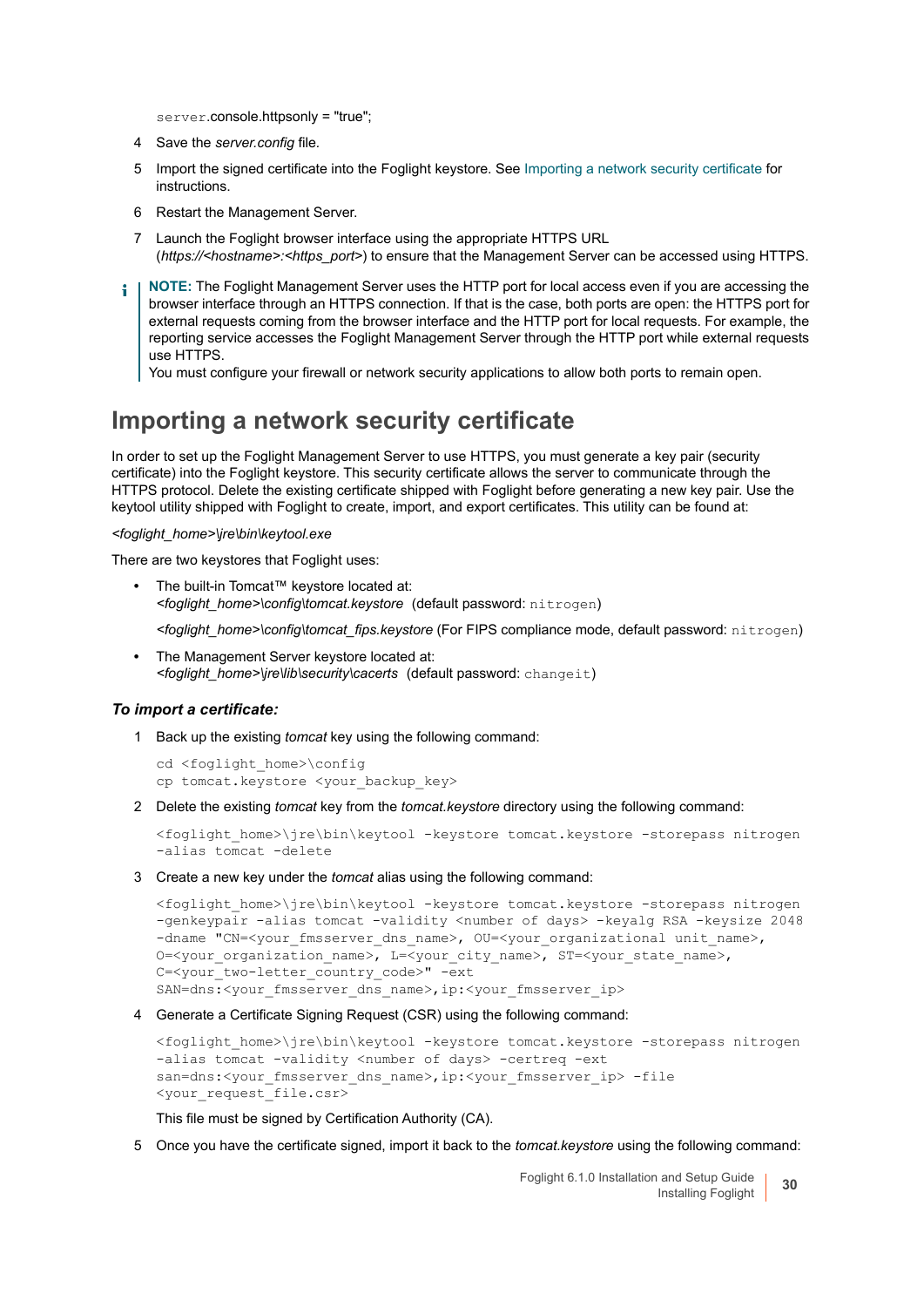server.console.httpsonly = "true";

4 Save the *server.config* file.

5 Import the signed certificate into the Foglight keystore. See Importing a network security certificate for instructions.

6 Restart the Management Server.

7 Launch the Foglight browser interface using the appropriate HTTPS URL (*https://<hostname>:<https_port>*) to ensure that the Management Server can be accessed using HTTPS.

> **NOTE:** The Foglight Management Server uses the HTTP port for local access even if you are accessing the browser interface through an HTTPS connection. If that is the case, both ports are open: the HTTPS port for external requests coming from the browser interface and the HTTP port for local requests. For example, the reporting service accesses the Foglight Management Server through the HTTP port while external requests use HTTPS.
> You must configure your firewall or network security applications to allow both ports to remain open.

## Importing a network security certificate

In order to set up the Foglight Management Server to use HTTPS, you must generate a key pair (security certificate) into the Foglight keystore. This security certificate allows the server to communicate through the HTTPS protocol. Delete the existing certificate shipped with Foglight before generating a new key pair. Use the keytool utility shipped with Foglight to create, import, and export certificates. This utility can be found at:

*<foglight_home>\jre\bin\keytool.exe*

There are two keystores that Foglight uses:

- The built-in Tomcat™ keystore located at:
  *<foglight_home>\config\tomcat.keystore* (default password: `nitrogen`)

  *<foglight_home>\config\tomcat_fips.keystore* (For FIPS compliance mode, default password: `nitrogen`)

- The Management Server keystore located at:
  *<foglight_home>\jre\lib\security\cacerts* (default password: `changeit`)

### *To import a certificate:*

1 Back up the existing *tomcat* key using the following command:

```
cd <foglight_home>\config
cp tomcat.keystore <your_backup_key>
```

2 Delete the existing *tomcat* key from the *tomcat.keystore* directory using the following command:

```
<foglight_home>\jre\bin\keytool -keystore tomcat.keystore -storepass nitrogen
-alias tomcat -delete
```

3 Create a new key under the *tomcat* alias using the following command:

```
<foglight_home>\jre\bin\keytool -keystore tomcat.keystore -storepass nitrogen
-genkeypair -alias tomcat -validity <number of days> -keyalg RSA -keysize 2048
-dname "CN=<your_fmsserver_dns_name>, OU=<your_organizational unit_name>,
O=<your_organization_name>, L=<your_city_name>, ST=<your_state_name>,
C=<your_two-letter_country_code>" -ext
SAN=dns:<your_fmsserver_dns_name>,ip:<your_fmsserver_ip>
```

4 Generate a Certificate Signing Request (CSR) using the following command:

```
<foglight_home>\jre\bin\keytool -keystore tomcat.keystore -storepass nitrogen
-alias tomcat -validity <number of days> -certreq -ext
san=dns:<your_fmsserver_dns_name>,ip:<your_fmsserver_ip> -file
<your_request_file.csr>
```

This file must be signed by Certification Authority (CA).

5 Once you have the certificate signed, import it back to the *tomcat.keystore* using the following command: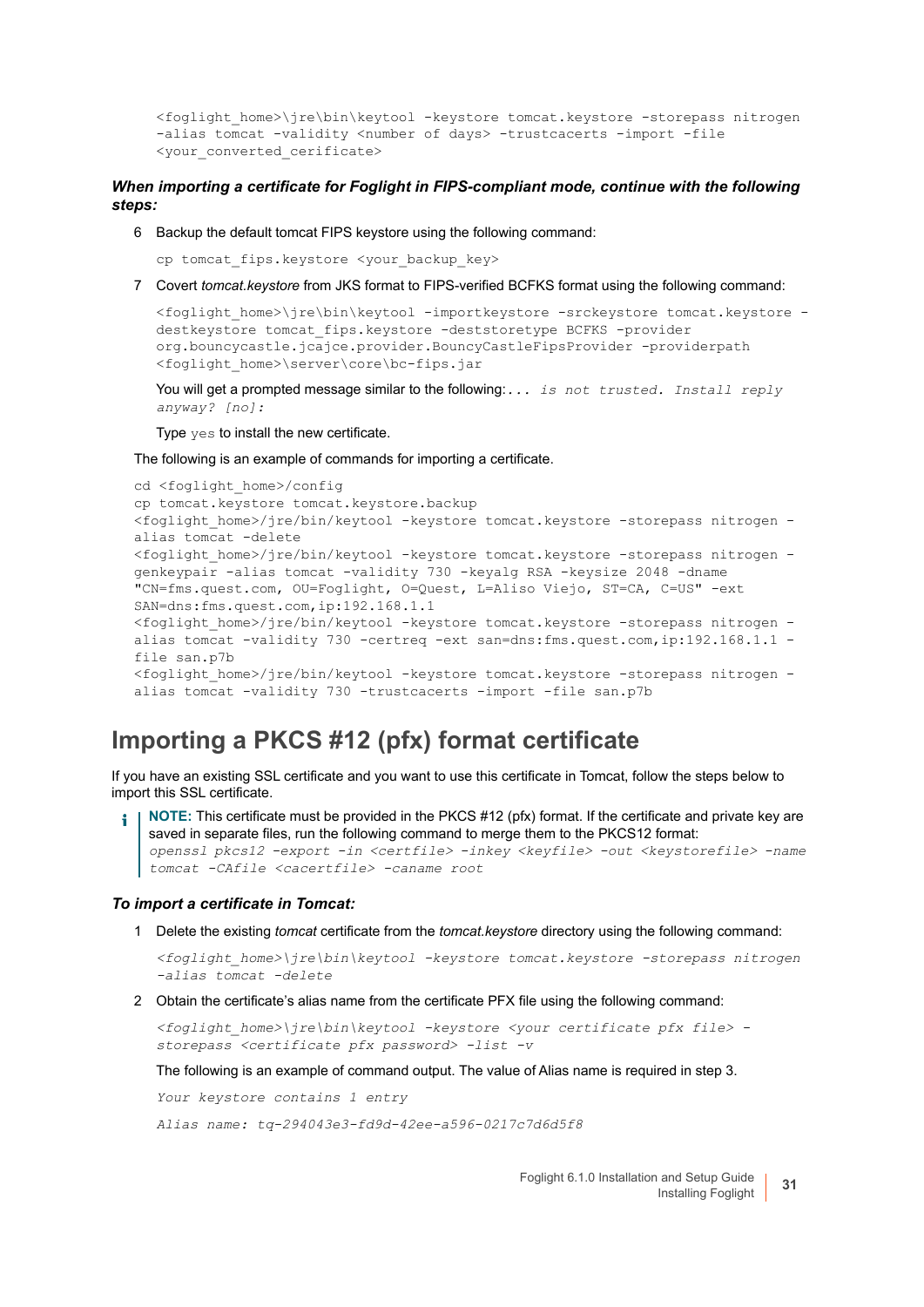```
<foglight_home>\jre\bin\keytool -keystore tomcat.keystore -storepass nitrogen
-alias tomcat -validity <number of days> -trustcacerts -import -file
<your_converted_cerificate>
```

***When importing a certificate for Foglight in FIPS-compliant mode, continue with the following steps:***

6 Backup the default tomcat FIPS keystore using the following command:

```
cp tomcat_fips.keystore <your_backup_key>
```

7 Covert *tomcat.keystore* from JKS format to FIPS-verified BCFKS format using the following command:

```
<foglight_home>\jre\bin\keytool -importkeystore -srckeystore tomcat.keystore -
destkeystore tomcat_fips.keystore -deststoretype BCFKS -provider
org.bouncycastle.jcajce.provider.BouncyCastleFipsProvider -providerpath
<foglight_home>\server\core\bc-fips.jar
```

You will get a prompted message similar to the following: *... is not trusted. Install reply anyway? [no]:*

Type `yes` to install the new certificate.

The following is an example of commands for importing a certificate.

```
cd <foglight_home>/config
cp tomcat.keystore tomcat.keystore.backup
<foglight_home>/jre/bin/keytool -keystore tomcat.keystore -storepass nitrogen -
alias tomcat -delete
<foglight_home>/jre/bin/keytool -keystore tomcat.keystore -storepass nitrogen -
genkeypair -alias tomcat -validity 730 -keyalg RSA -keysize 2048 -dname
"CN=fms.quest.com, OU=Foglight, O=Quest, L=Aliso Viejo, ST=CA, C=US" -ext
SAN=dns:fms.quest.com,ip:192.168.1.1
<foglight_home>/jre/bin/keytool -keystore tomcat.keystore -storepass nitrogen -
alias tomcat -validity 730 -certreq -ext san=dns:fms.quest.com,ip:192.168.1.1 -
file san.p7b
<foglight_home>/jre/bin/keytool -keystore tomcat.keystore -storepass nitrogen -
alias tomcat -validity 730 -trustcacerts -import -file san.p7b
```

## Importing a PKCS #12 (pfx) format certificate

If you have an existing SSL certificate and you want to use this certificate in Tomcat, follow the steps below to import this SSL certificate.

> **NOTE:** This certificate must be provided in the PKCS #12 (pfx) format. If the certificate and private key are saved in separate files, run the following command to merge them to the PKCS12 format:
> *openssl pkcs12 -export -in <certfile> -inkey <keyfile> -out <keystorefile> -name tomcat -CAfile <cacertfile> -caname root*

***To import a certificate in Tomcat:***

1 Delete the existing *tomcat* certificate from the *tomcat.keystore* directory using the following command:

```
<foglight_home>\jre\bin\keytool -keystore tomcat.keystore -storepass nitrogen
-alias tomcat -delete
```

2 Obtain the certificate's alias name from the certificate PFX file using the following command:

```
<foglight_home>\jre\bin\keytool -keystore <your certificate pfx file> -
storepass <certificate pfx password> -list -v
```

The following is an example of command output. The value of Alias name is required in step 3.

*Your keystore contains 1 entry*

*Alias name: tq-294043e3-fd9d-42ee-a596-0217c7d6d5f8*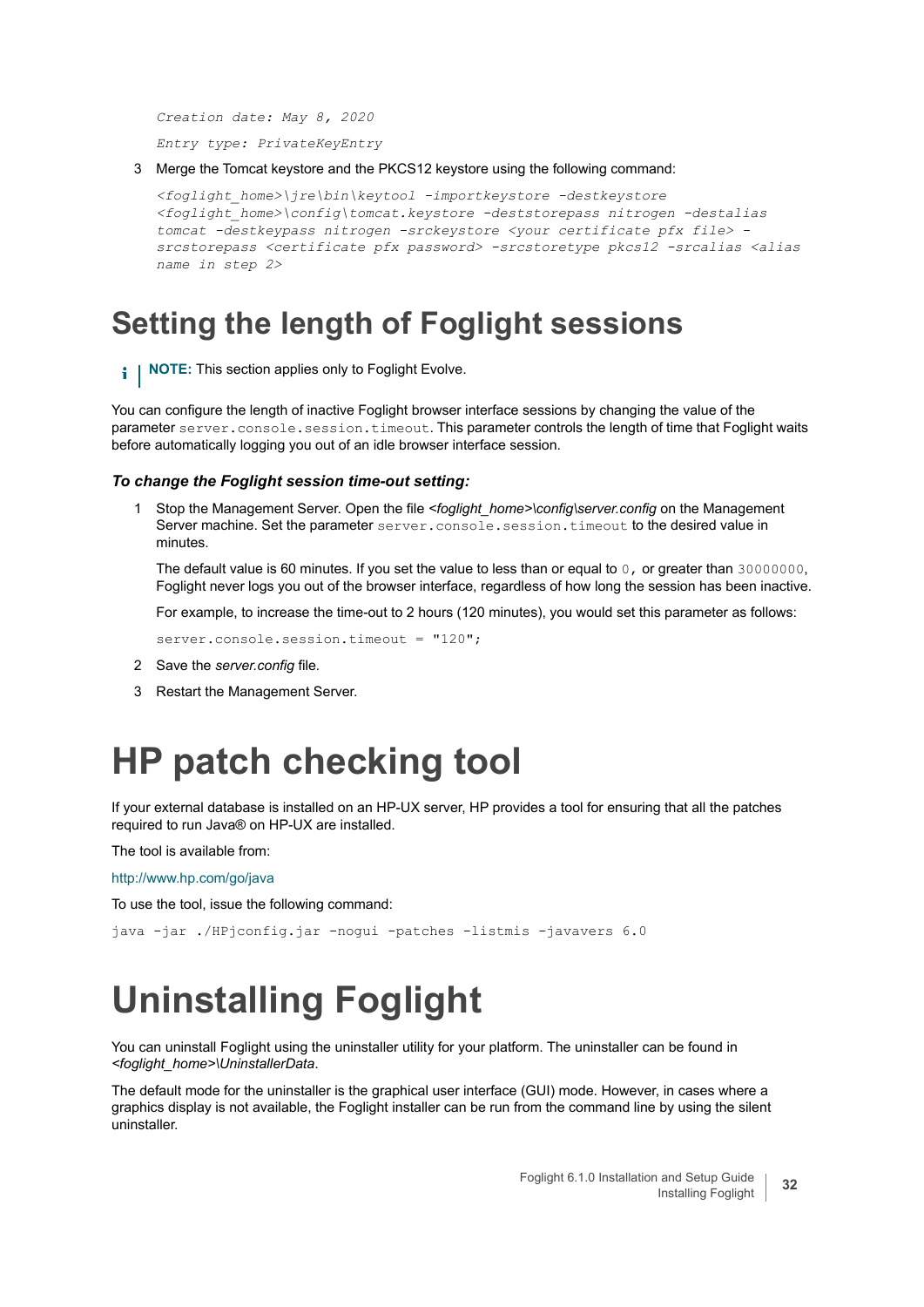```
Creation date: May 8, 2020

Entry type: PrivateKeyEntry
```

3. Merge the Tomcat keystore and the PKCS12 keystore using the following command:

```
<foglight_home>\jre\bin\keytool -importkeystore -destkeystore
<foglight_home>\config\tomcat.keystore -deststorepass nitrogen -destalias
tomcat -destkeypass nitrogen -srckeystore <your certificate pfx file> -
srcstorepass <certificate pfx password> -srcstoretype pkcs12 -srcalias <alias
name in step 2>
```

## Setting the length of Foglight sessions

**NOTE:** This section applies only to Foglight Evolve.

You can configure the length of inactive Foglight browser interface sessions by changing the value of the parameter `server.console.session.timeout`. This parameter controls the length of time that Foglight waits before automatically logging you out of an idle browser interface session.

***To change the Foglight session time-out setting:***

1. Stop the Management Server. Open the file *<foglight_home>\config\server.config* on the Management Server machine. Set the parameter `server.console.session.timeout` to the desired value in minutes.

   The default value is 60 minutes. If you set the value to less than or equal to `0`, or greater than `30000000`, Foglight never logs you out of the browser interface, regardless of how long the session has been inactive.

   For example, to increase the time-out to 2 hours (120 minutes), you would set this parameter as follows:

   ```
   server.console.session.timeout = "120";
   ```

2. Save the *server.config* file.
3. Restart the Management Server.

# HP patch checking tool

If your external database is installed on an HP-UX server, HP provides a tool for ensuring that all the patches required to run Java® on HP-UX are installed.

The tool is available from:

http://www.hp.com/go/java

To use the tool, issue the following command:

```
java -jar ./HPjconfig.jar -nogui -patches -listmis -javavers 6.0
```

# Uninstalling Foglight

You can uninstall Foglight using the uninstaller utility for your platform. The uninstaller can be found in *<foglight_home>\UninstallerData*.

The default mode for the uninstaller is the graphical user interface (GUI) mode. However, in cases where a graphics display is not available, the Foglight installer can be run from the command line by using the silent uninstaller.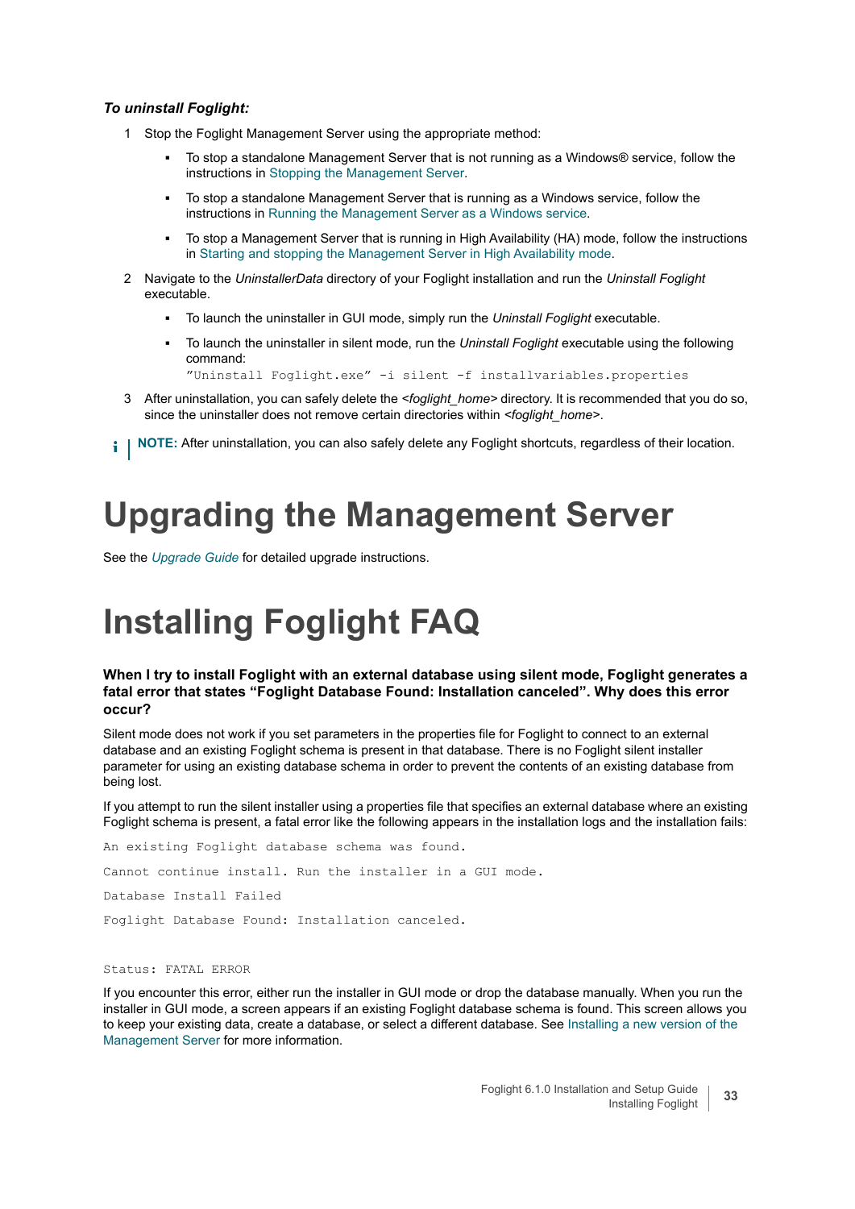***To uninstall Foglight:***

1. Stop the Foglight Management Server using the appropriate method:
   - To stop a standalone Management Server that is not running as a Windows® service, follow the instructions in Stopping the Management Server.
   - To stop a standalone Management Server that is running as a Windows service, follow the instructions in Running the Management Server as a Windows service.
   - To stop a Management Server that is running in High Availability (HA) mode, follow the instructions in Starting and stopping the Management Server in High Availability mode.
2. Navigate to the *UninstallerData* directory of your Foglight installation and run the *Uninstall Foglight* executable.
   - To launch the uninstaller in GUI mode, simply run the *Uninstall Foglight* executable.
   - To launch the uninstaller in silent mode, run the *Uninstall Foglight* executable using the following command:
     ```
     "Uninstall Foglight.exe" -i silent -f installvariables.properties
     ```
3. After uninstallation, you can safely delete the *<foglight_home>* directory. It is recommended that you do so, since the uninstaller does not remove certain directories within *<foglight_home>*.

**NOTE:** After uninstallation, you can also safely delete any Foglight shortcuts, regardless of their location.

# Upgrading the Management Server

See the *Upgrade Guide* for detailed upgrade instructions.

# Installing Foglight FAQ

### When I try to install Foglight with an external database using silent mode, Foglight generates a fatal error that states "Foglight Database Found: Installation canceled". Why does this error occur?

Silent mode does not work if you set parameters in the properties file for Foglight to connect to an external database and an existing Foglight schema is present in that database. There is no Foglight silent installer parameter for using an existing database schema in order to prevent the contents of an existing database from being lost.

If you attempt to run the silent installer using a properties file that specifies an external database where an existing Foglight schema is present, a fatal error like the following appears in the installation logs and the installation fails:

```
An existing Foglight database schema was found.

Cannot continue install. Run the installer in a GUI mode.

Database Install Failed

Foglight Database Found: Installation canceled.


Status: FATAL ERROR
```

If you encounter this error, either run the installer in GUI mode or drop the database manually. When you run the installer in GUI mode, a screen appears if an existing Foglight database schema is found. This screen allows you to keep your existing data, create a database, or select a different database. See Installing a new version of the Management Server for more information.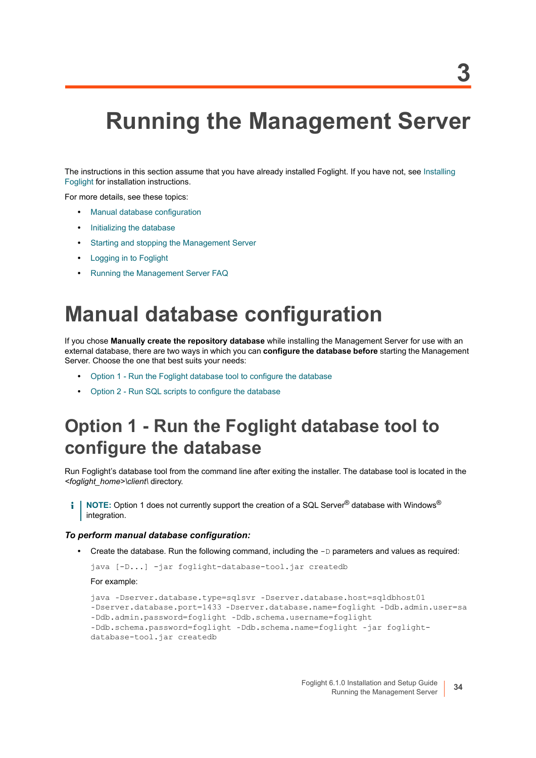# 3

# Running the Management Server

The instructions in this section assume that you have already installed Foglight. If you have not, see Installing Foglight for installation instructions.

For more details, see these topics:

- Manual database configuration
- Initializing the database
- Starting and stopping the Management Server
- Logging in to Foglight
- Running the Management Server FAQ

# Manual database configuration

If you chose **Manually create the repository database** while installing the Management Server for use with an external database, there are two ways in which you can **configure the database before** starting the Management Server. Choose the one that best suits your needs:

- Option 1 - Run the Foglight database tool to configure the database
- Option 2 - Run SQL scripts to configure the database

## Option 1 - Run the Foglight database tool to configure the database

Run Foglight's database tool from the command line after exiting the installer. The database tool is located in the *<foglight_home>\client\* directory.

**NOTE:** Option 1 does not currently support the creation of a SQL Server® database with Windows® integration.

***To perform manual database configuration:***

- Create the database. Run the following command, including the `-D` parameters and values as required:

```
java [-D...] -jar foglight-database-tool.jar createdb
```

For example:

```
java -Dserver.database.type=sqlsvr -Dserver.database.host=sqldbhost01
-Dserver.database.port=1433 -Dserver.database.name=foglight -Ddb.admin.user=sa
-Ddb.admin.password=foglight -Ddb.schema.username=foglight
-Ddb.schema.password=foglight -Ddb.schema.name=foglight -jar foglight-
database-tool.jar createdb
```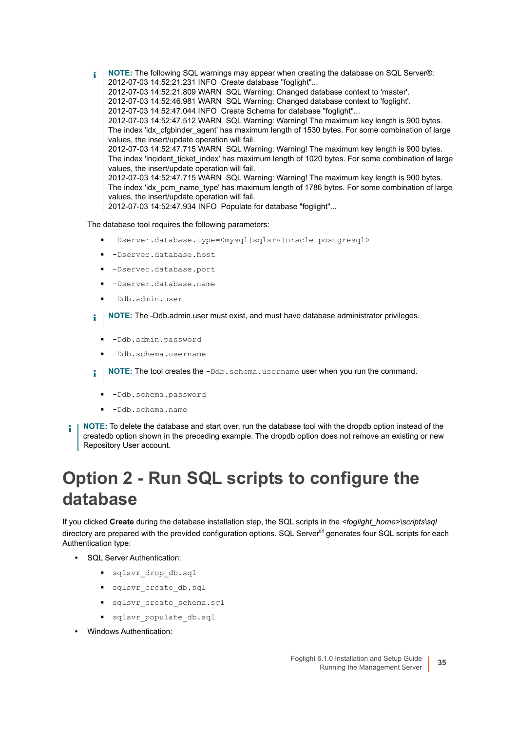> **NOTE:** The following SQL warnings may appear when creating the database on SQL Server®:
> 2012-07-03 14:52:21.231 INFO Create database "foglight"...
> 2012-07-03 14:52:21.809 WARN SQL Warning: Changed database context to 'master'.
> 2012-07-03 14:52:46.981 WARN SQL Warning: Changed database context to 'foglight'.
> 2012-07-03 14:52:47.044 INFO Create Schema for database "foglight"...
> 2012-07-03 14:52:47.512 WARN SQL Warning: Warning! The maximum key length is 900 bytes. The index 'idx_cfgbinder_agent' has maximum length of 1530 bytes. For some combination of large values, the insert/update operation will fail.
> 2012-07-03 14:52:47.715 WARN SQL Warning: Warning! The maximum key length is 900 bytes. The index 'incident_ticket_index' has maximum length of 1020 bytes. For some combination of large values, the insert/update operation will fail.
> 2012-07-03 14:52:47.715 WARN SQL Warning: Warning! The maximum key length is 900 bytes. The index 'idx_pcm_name_type' has maximum length of 1786 bytes. For some combination of large values, the insert/update operation will fail.
> 2012-07-03 14:52:47.934 INFO Populate for database "foglight"...

The database tool requires the following parameters:

- `-Dserver.database.type=<mysql|sqlsrv|oracle|postgresql>`
- `-Dserver.database.host`
- `-Dserver.database.port`
- `-Dserver.database.name`
- `-Ddb.admin.user`

> **NOTE:** The -Ddb.admin.user must exist, and must have database administrator privileges.

- `-Ddb.admin.password`
- `-Ddb.schema.username`

> **NOTE:** The tool creates the `-Ddb.schema.username` user when you run the command.

- `-Ddb.schema.password`
- `-Ddb.schema.name`

> **NOTE:** To delete the database and start over, run the database tool with the dropdb option instead of the createdb option shown in the preceding example. The dropdb option does not remove an existing or new Repository User account.

# Option 2 - Run SQL scripts to configure the database

If you clicked **Create** during the database installation step, the SQL scripts in the *<foglight_home>\scripts\sql* directory are prepared with the provided configuration options. SQL Server® generates four SQL scripts for each Authentication type:

- SQL Server Authentication:
  - `sqlsvr_drop_db.sql`
  - `sqlsvr_create_db.sql`
  - `sqlsvr_create_schema.sql`
  - `sqlsvr_populate_db.sql`
- Windows Authentication: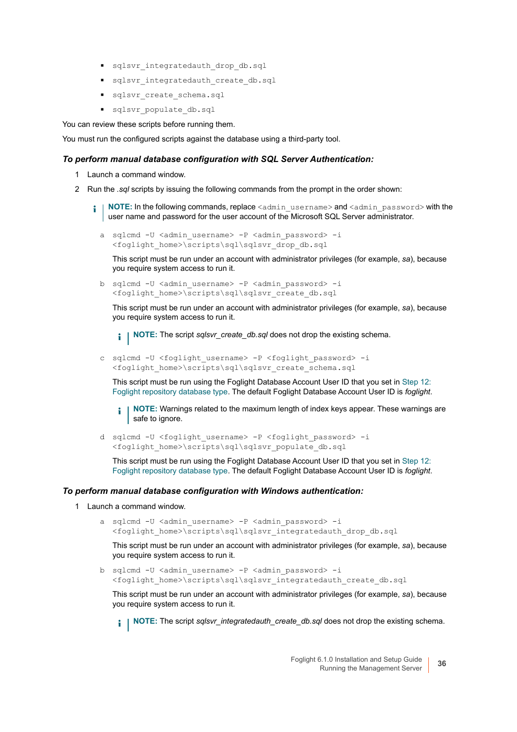- `sqlsvr_integratedauth_drop_db.sql`
- `sqlsvr_integratedauth_create_db.sql`
- `sqlsvr_create_schema.sql`
- `sqlsvr_populate_db.sql`

You can review these scripts before running them.

You must run the configured scripts against the database using a third-party tool.

### *To perform manual database configuration with SQL Server Authentication:*

1. Launch a command window.
2. Run the *.sql* scripts by issuing the following commands from the prompt in the order shown:

   > **NOTE:** In the following commands, replace `<admin_username>` and `<admin_password>` with the user name and password for the user account of the Microsoft SQL Server administrator.

   a. `sqlcmd -U <admin_username> -P <admin_password> -i <foglight_home>\scripts\sql\sqlsvr_drop_db.sql`

      This script must be run under an account with administrator privileges (for example, *sa*), because you require system access to run it.

   b. `sqlcmd -U <admin_username> -P <admin_password> -i <foglight_home>\scripts\sql\sqlsvr_create_db.sql`

      This script must be run under an account with administrator privileges (for example, *sa*), because you require system access to run it.

      > **NOTE:** The script *sqlsvr_create_db.sql* does not drop the existing schema.

   c. `sqlcmd -U <foglight_username> -P <foglight_password> -i <foglight_home>\scripts\sql\sqlsvr_create_schema.sql`

      This script must be run using the Foglight Database Account User ID that you set in Step 12: Foglight repository database type. The default Foglight Database Account User ID is *foglight*.

      > **NOTE:** Warnings related to the maximum length of index keys appear. These warnings are safe to ignore.

   d. `sqlcmd -U <foglight_username> -P <foglight_password> -i <foglight_home>\scripts\sql\sqlsvr_populate_db.sql`

      This script must be run using the Foglight Database Account User ID that you set in Step 12: Foglight repository database type. The default Foglight Database Account User ID is *foglight*.

### *To perform manual database configuration with Windows authentication:*

1. Launch a command window.

   a. `sqlcmd -U <admin_username> -P <admin_password> -i <foglight_home>\scripts\sql\sqlsvr_integratedauth_drop_db.sql`

      This script must be run under an account with administrator privileges (for example, *sa*), because you require system access to run it.

   b. `sqlcmd -U <admin_username> -P <admin_password> -i <foglight_home>\scripts\sql\sqlsvr_integratedauth_create_db.sql`

      This script must be run under an account with administrator privileges (for example, *sa*), because you require system access to run it.

      > **NOTE:** The script *sqlsvr_integratedauth_create_db.sql* does not drop the existing schema.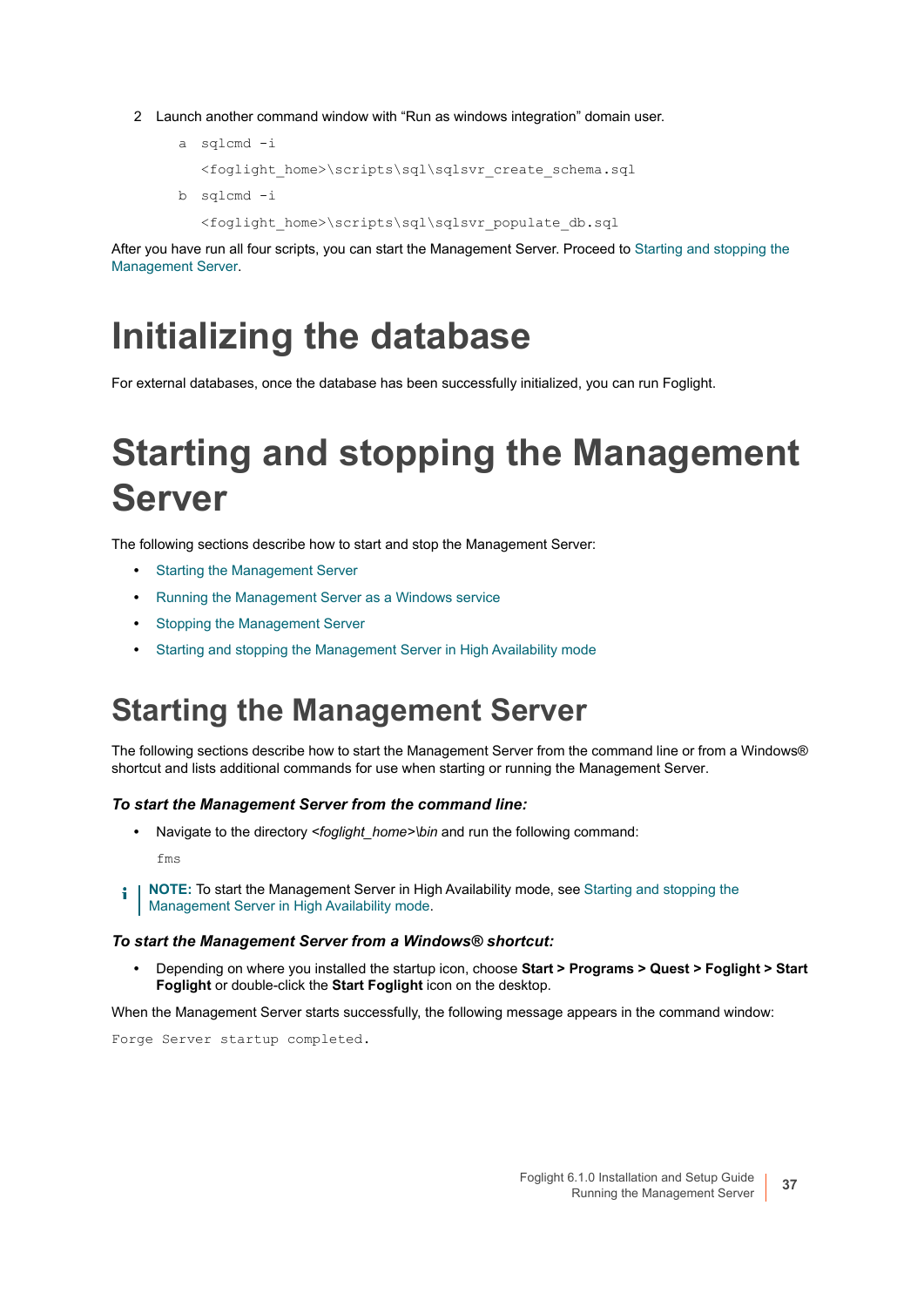2 Launch another command window with “Run as windows integration” domain user.

a sqlcmd -i

```
<foglight_home>\scripts\sql\sqlsvr_create_schema.sql
```

b sqlcmd -i

```
<foglight_home>\scripts\sql\sqlsvr_populate_db.sql
```

After you have run all four scripts, you can start the Management Server. Proceed to Starting and stopping the Management Server.

# Initializing the database

For external databases, once the database has been successfully initialized, you can run Foglight.

# Starting and stopping the Management Server

The following sections describe how to start and stop the Management Server:

- Starting the Management Server
- Running the Management Server as a Windows service
- Stopping the Management Server
- Starting and stopping the Management Server in High Availability mode

## Starting the Management Server

The following sections describe how to start the Management Server from the command line or from a Windows® shortcut and lists additional commands for use when starting or running the Management Server.

***To start the Management Server from the command line:***

- Navigate to the directory *<foglight_home>\bin* and run the following command:

```
fms
```

**NOTE:** To start the Management Server in High Availability mode, see Starting and stopping the Management Server in High Availability mode.

***To start the Management Server from a Windows® shortcut:***

- Depending on where you installed the startup icon, choose **Start > Programs > Quest > Foglight > Start Foglight** or double-click the **Start Foglight** icon on the desktop.

When the Management Server starts successfully, the following message appears in the command window:

```
Forge Server startup completed.
```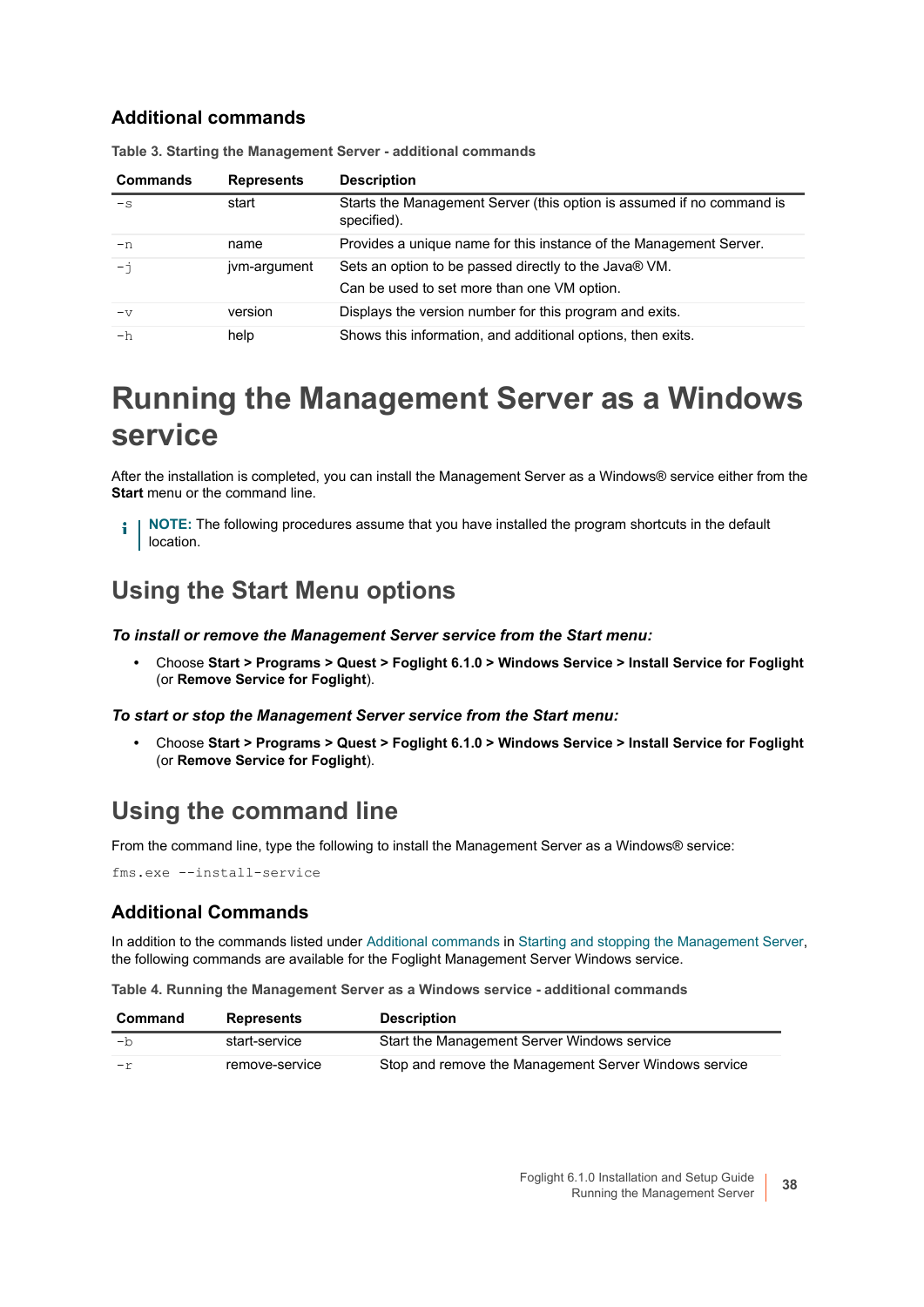### Additional commands

**Table 3. Starting the Management Server - additional commands**

| Commands | Represents | Description |
|---|---|---|
| `-s` | start | Starts the Management Server (this option is assumed if no command is specified). |
| `-n` | name | Provides a unique name for this instance of the Management Server. |
| `-j` | jvm-argument | Sets an option to be passed directly to the Java® VM. Can be used to set more than one VM option. |
| `-v` | version | Displays the version number for this program and exits. |
| `-h` | help | Shows this information, and additional options, then exits. |

# Running the Management Server as a Windows service

After the installation is completed, you can install the Management Server as a Windows® service either from the **Start** menu or the command line.

> **NOTE:** The following procedures assume that you have installed the program shortcuts in the default location.

## Using the Start Menu options

***To install or remove the Management Server service from the Start menu:***

- Choose **Start > Programs > Quest > Foglight 6.1.0 > Windows Service > Install Service for Foglight** (or **Remove Service for Foglight**).

***To start or stop the Management Server service from the Start menu:***

- Choose **Start > Programs > Quest > Foglight 6.1.0 > Windows Service > Install Service for Foglight** (or **Remove Service for Foglight**).

## Using the command line

From the command line, type the following to install the Management Server as a Windows® service:

```
fms.exe --install-service
```

### Additional Commands

In addition to the commands listed under Additional commands in Starting and stopping the Management Server, the following commands are available for the Foglight Management Server Windows service.

**Table 4. Running the Management Server as a Windows service - additional commands**

| Command | Represents | Description |
|---|---|---|
| `-b` | start-service | Start the Management Server Windows service |
| `-r` | remove-service | Stop and remove the Management Server Windows service |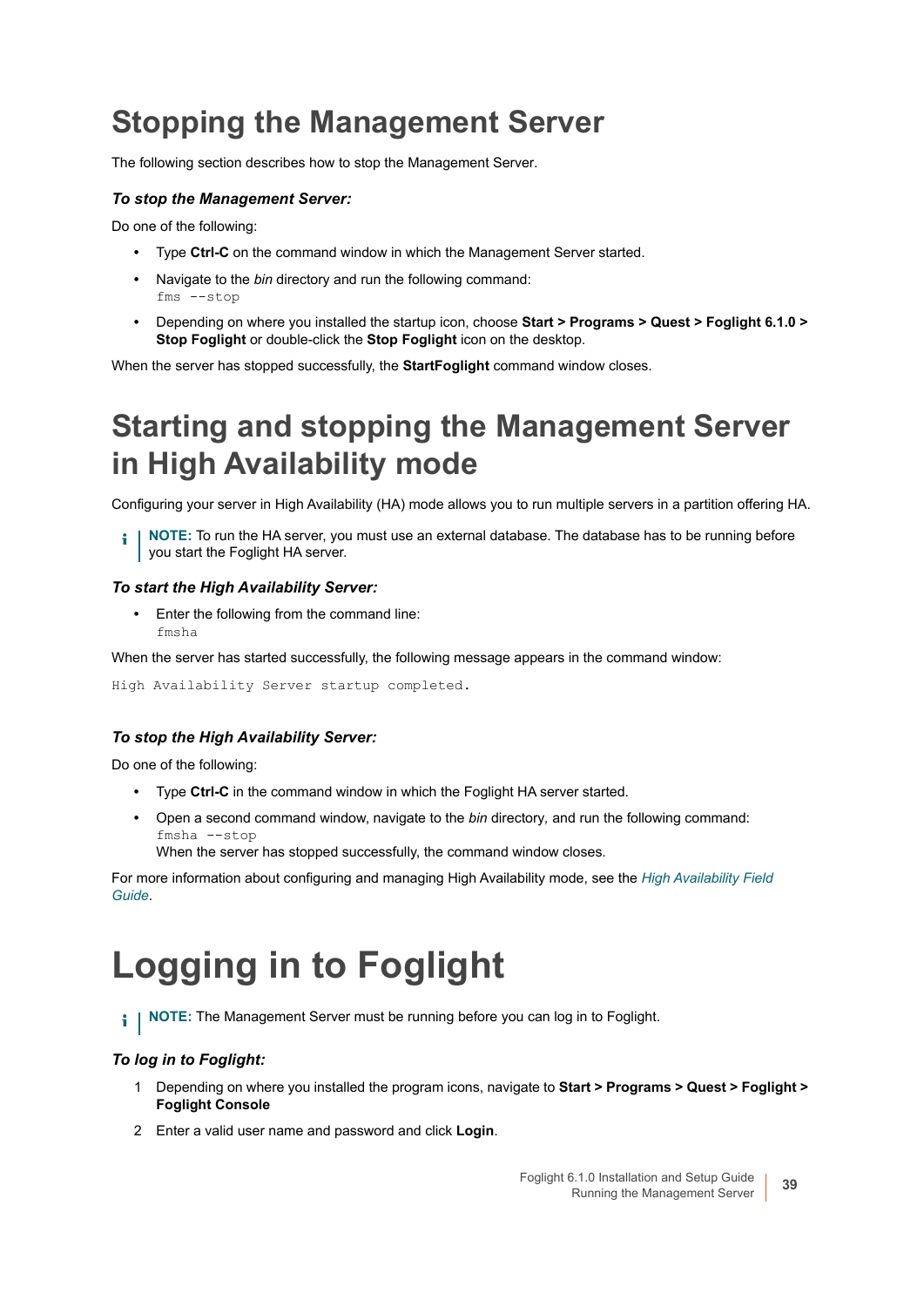# Stopping the Management Server

The following section describes how to stop the Management Server.

### *To stop the Management Server:*

Do one of the following:

- Type **Ctrl-C** on the command window in which the Management Server started.
- Navigate to the *bin* directory and run the following command:
  `fms --stop`
- Depending on where you installed the startup icon, choose **Start > Programs > Quest > Foglight 6.1.0 > Stop Foglight** or double-click the **Stop Foglight** icon on the desktop.

When the server has stopped successfully, the **StartFoglight** command window closes.

# Starting and stopping the Management Server in High Availability mode

Configuring your server in High Availability (HA) mode allows you to run multiple servers in a partition offering HA.

> **NOTE:** To run the HA server, you must use an external database. The database has to be running before you start the Foglight HA server.

### *To start the High Availability Server:*

- Enter the following from the command line:
  `fmsha`

When the server has started successfully, the following message appears in the command window:

```
High Availability Server startup completed.
```

### *To stop the High Availability Server:*

Do one of the following:

- Type **Ctrl-C** in the command window in which the Foglight HA server started.
- Open a second command window, navigate to the *bin* directory, and run the following command:
  `fmsha --stop`
  When the server has stopped successfully, the command window closes.

For more information about configuring and managing High Availability mode, see the *High Availability Field Guide*.

# Logging in to Foglight

> **NOTE:** The Management Server must be running before you can log in to Foglight.

### *To log in to Foglight:*

1. Depending on where you installed the program icons, navigate to **Start > Programs > Quest > Foglight > Foglight Console**
2. Enter a valid user name and password and click **Login**.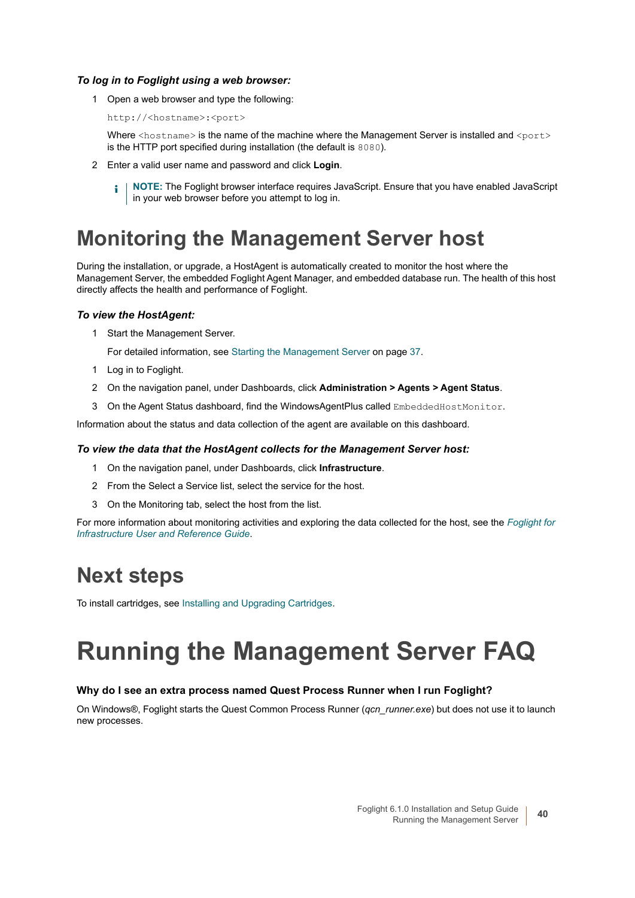*To log in to Foglight using a web browser:*

1. Open a web browser and type the following:

   `http://<hostname>:<port>`

   Where `<hostname>` is the name of the machine where the Management Server is installed and `<port>` is the HTTP port specified during installation (the default is `8080`).

2. Enter a valid user name and password and click **Login**.

   **NOTE:** The Foglight browser interface requires JavaScript. Ensure that you have enabled JavaScript in your web browser before you attempt to log in.

# Monitoring the Management Server host

During the installation, or upgrade, a HostAgent is automatically created to monitor the host where the Management Server, the embedded Foglight Agent Manager, and embedded database run. The health of this host directly affects the health and performance of Foglight.

*To view the HostAgent:*

1. Start the Management Server.

   For detailed information, see Starting the Management Server on page 37.

1. Log in to Foglight.
2. On the navigation panel, under Dashboards, click **Administration > Agents > Agent Status**.
3. On the Agent Status dashboard, find the WindowsAgentPlus called `EmbeddedHostMonitor`.

Information about the status and data collection of the agent are available on this dashboard.

*To view the data that the HostAgent collects for the Management Server host:*

1. On the navigation panel, under Dashboards, click **Infrastructure**.
2. From the Select a Service list, select the service for the host.
3. On the Monitoring tab, select the host from the list.

For more information about monitoring activities and exploring the data collected for the host, see the *Foglight for Infrastructure User and Reference Guide*.

# Next steps

To install cartridges, see Installing and Upgrading Cartridges.

# Running the Management Server FAQ

**Why do I see an extra process named Quest Process Runner when I run Foglight?**

On Windows®, Foglight starts the Quest Common Process Runner (*qcn_runner.exe*) but does not use it to launch new processes.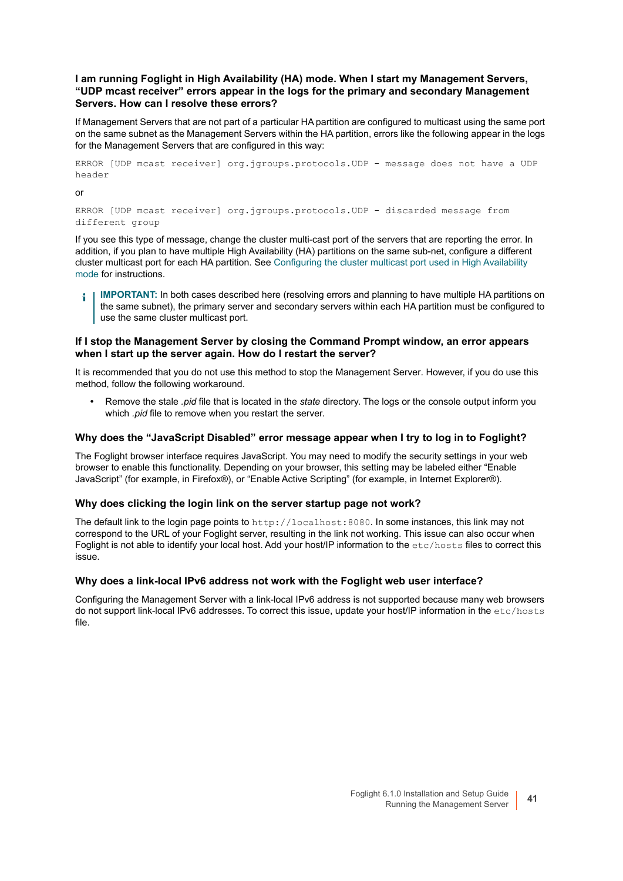### I am running Foglight in High Availability (HA) mode. When I start my Management Servers, “UDP mcast receiver” errors appear in the logs for the primary and secondary Management Servers. How can I resolve these errors?

If Management Servers that are not part of a particular HA partition are configured to multicast using the same port on the same subnet as the Management Servers within the HA partition, errors like the following appear in the logs for the Management Servers that are configured in this way:

```
ERROR [UDP mcast receiver] org.jgroups.protocols.UDP - message does not have a UDP header
```

or

```
ERROR [UDP mcast receiver] org.jgroups.protocols.UDP - discarded message from different group
```

If you see this type of message, change the cluster multi-cast port of the servers that are reporting the error. In addition, if you plan to have multiple High Availability (HA) partitions on the same sub-net, configure a different cluster multicast port for each HA partition. See Configuring the cluster multicast port used in High Availability mode for instructions.

> **IMPORTANT:** In both cases described here (resolving errors and planning to have multiple HA partitions on the same subnet), the primary server and secondary servers within each HA partition must be configured to use the same cluster multicast port.

### If I stop the Management Server by closing the Command Prompt window, an error appears when I start up the server again. How do I restart the server?

It is recommended that you do not use this method to stop the Management Server. However, if you do use this method, follow the following workaround.

- Remove the stale *.pid* file that is located in the *state* directory. The logs or the console output inform you which *.pid* file to remove when you restart the server.

### Why does the “JavaScript Disabled” error message appear when I try to log in to Foglight?

The Foglight browser interface requires JavaScript. You may need to modify the security settings in your web browser to enable this functionality. Depending on your browser, this setting may be labeled either “Enable JavaScript” (for example, in Firefox®), or “Enable Active Scripting” (for example, in Internet Explorer®).

### Why does clicking the login link on the server startup page not work?

The default link to the login page points to `http://localhost:8080`. In some instances, this link may not correspond to the URL of your Foglight server, resulting in the link not working. This issue can also occur when Foglight is not able to identify your local host. Add your host/IP information to the `etc/hosts` files to correct this issue.

### Why does a link-local IPv6 address not work with the Foglight web user interface?

Configuring the Management Server with a link-local IPv6 address is not supported because many web browsers do not support link-local IPv6 addresses. To correct this issue, update your host/IP information in the `etc/hosts` file.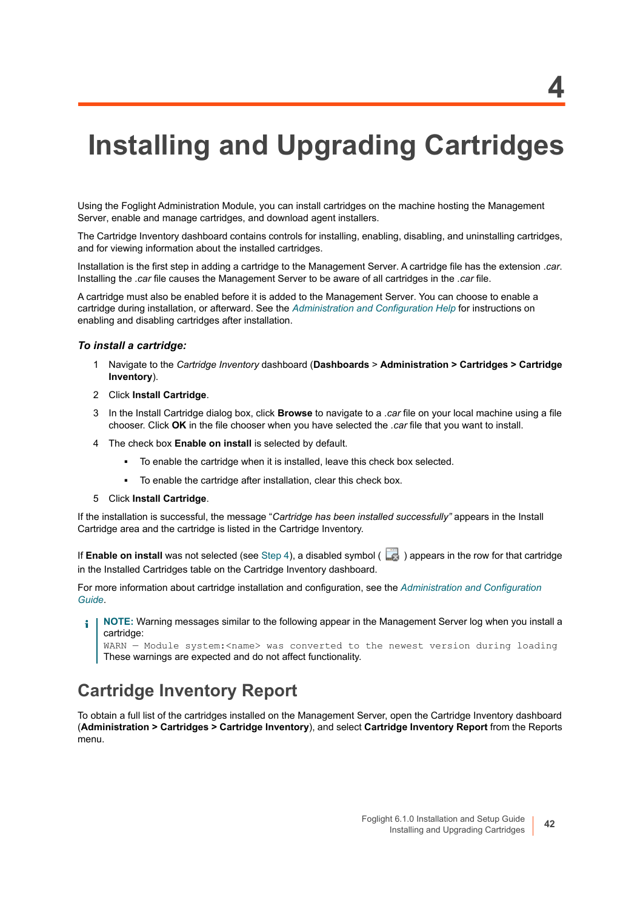# 4

# Installing and Upgrading Cartridges

Using the Foglight Administration Module, you can install cartridges on the machine hosting the Management Server, enable and manage cartridges, and download agent installers.

The Cartridge Inventory dashboard contains controls for installing, enabling, disabling, and uninstalling cartridges, and for viewing information about the installed cartridges.

Installation is the first step in adding a cartridge to the Management Server. A cartridge file has the extension *.car*. Installing the *.car* file causes the Management Server to be aware of all cartridges in the *.car* file.

A cartridge must also be enabled before it is added to the Management Server. You can choose to enable a cartridge during installation, or afterward. See the *Administration and Configuration Help* for instructions on enabling and disabling cartridges after installation.

### *To install a cartridge:*

1. Navigate to the *Cartridge Inventory* dashboard (**Dashboards** > **Administration > Cartridges > Cartridge Inventory**).
2. Click **Install Cartridge**.
3. In the Install Cartridge dialog box, click **Browse** to navigate to a *.car* file on your local machine using a file chooser. Click **OK** in the file chooser when you have selected the *.car* file that you want to install.
4. The check box **Enable on install** is selected by default.
   - To enable the cartridge when it is installed, leave this check box selected.
   - To enable the cartridge after installation, clear this check box.
5. Click **Install Cartridge**.

If the installation is successful, the message "*Cartridge has been installed successfully"* appears in the Install Cartridge area and the cartridge is listed in the Cartridge Inventory.

If **Enable on install** was not selected (see Step 4), a disabled symbol ( ) appears in the row for that cartridge in the Installed Cartridges table on the Cartridge Inventory dashboard.

For more information about cartridge installation and configuration, see the *Administration and Configuration Guide*.

> **NOTE:** Warning messages similar to the following appear in the Management Server log when you install a cartridge:
> `WARN — Module system:<name> was converted to the newest version during loading`
> These warnings are expected and do not affect functionality.

## Cartridge Inventory Report

To obtain a full list of the cartridges installed on the Management Server, open the Cartridge Inventory dashboard (**Administration > Cartridges > Cartridge Inventory**), and select **Cartridge Inventory Report** from the Reports menu.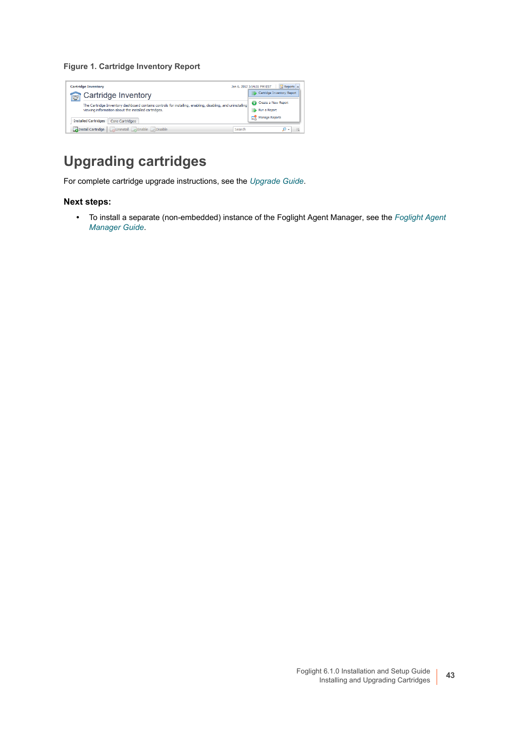**Figure 1. Cartridge Inventory Report**

## Upgrading cartridges

For complete cartridge upgrade instructions, see the *Upgrade Guide*.

### Next steps:

- To install a separate (non-embedded) instance of the Foglight Agent Manager, see the *Foglight Agent Manager Guide*.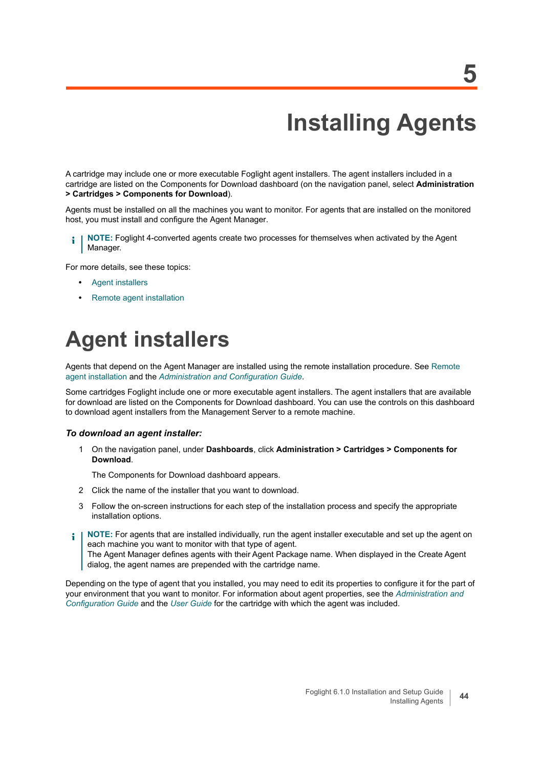# 5

# Installing Agents

A cartridge may include one or more executable Foglight agent installers. The agent installers included in a cartridge are listed on the Components for Download dashboard (on the navigation panel, select **Administration > Cartridges > Components for Download**).

Agents must be installed on all the machines you want to monitor. For agents that are installed on the monitored host, you must install and configure the Agent Manager.

> **NOTE:** Foglight 4-converted agents create two processes for themselves when activated by the Agent Manager.

For more details, see these topics:

- Agent installers
- Remote agent installation

## Agent installers

Agents that depend on the Agent Manager are installed using the remote installation procedure. See Remote agent installation and the *Administration and Configuration Guide*.

Some cartridges Foglight include one or more executable agent installers. The agent installers that are available for download are listed on the Components for Download dashboard. You can use the controls on this dashboard to download agent installers from the Management Server to a remote machine.

### *To download an agent installer:*

1. On the navigation panel, under **Dashboards**, click **Administration > Cartridges > Components for Download**.

   The Components for Download dashboard appears.

2. Click the name of the installer that you want to download.
3. Follow the on-screen instructions for each step of the installation process and specify the appropriate installation options.

> **NOTE:** For agents that are installed individually, run the agent installer executable and set up the agent on each machine you want to monitor with that type of agent.
> The Agent Manager defines agents with their Agent Package name. When displayed in the Create Agent dialog, the agent names are prepended with the cartridge name.

Depending on the type of agent that you installed, you may need to edit its properties to configure it for the part of your environment that you want to monitor. For information about agent properties, see the *Administration and Configuration Guide* and the *User Guide* for the cartridge with which the agent was included.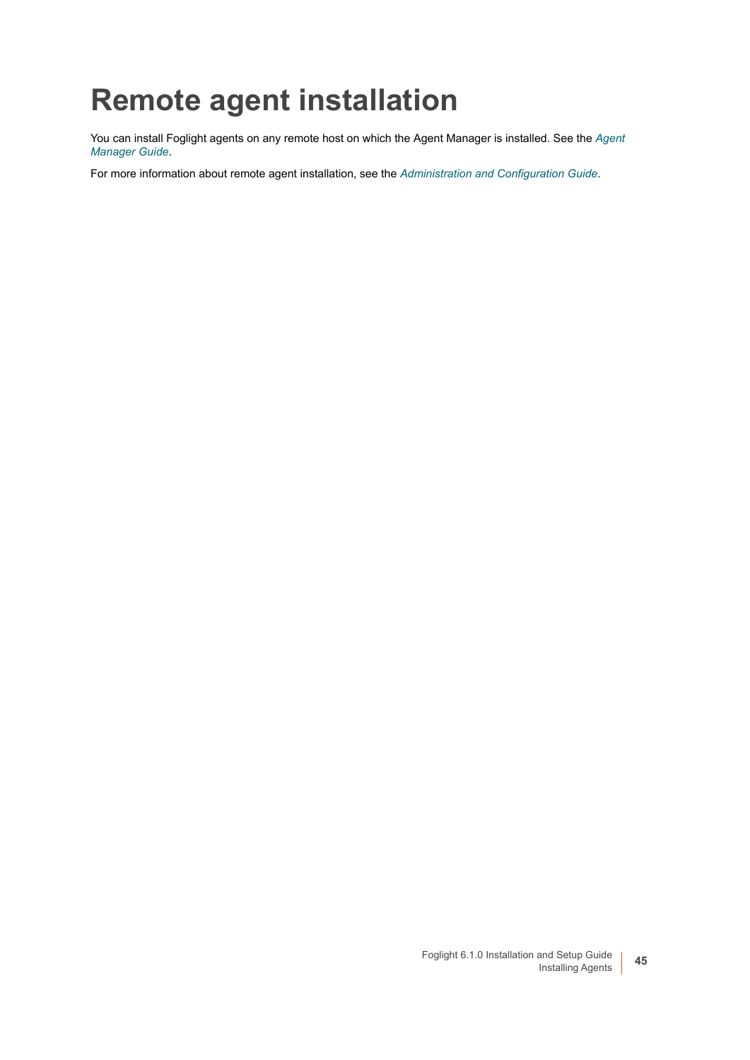# Remote agent installation

You can install Foglight agents on any remote host on which the Agent Manager is installed. See the *Agent Manager Guide*.

For more information about remote agent installation, see the *Administration and Configuration Guide*.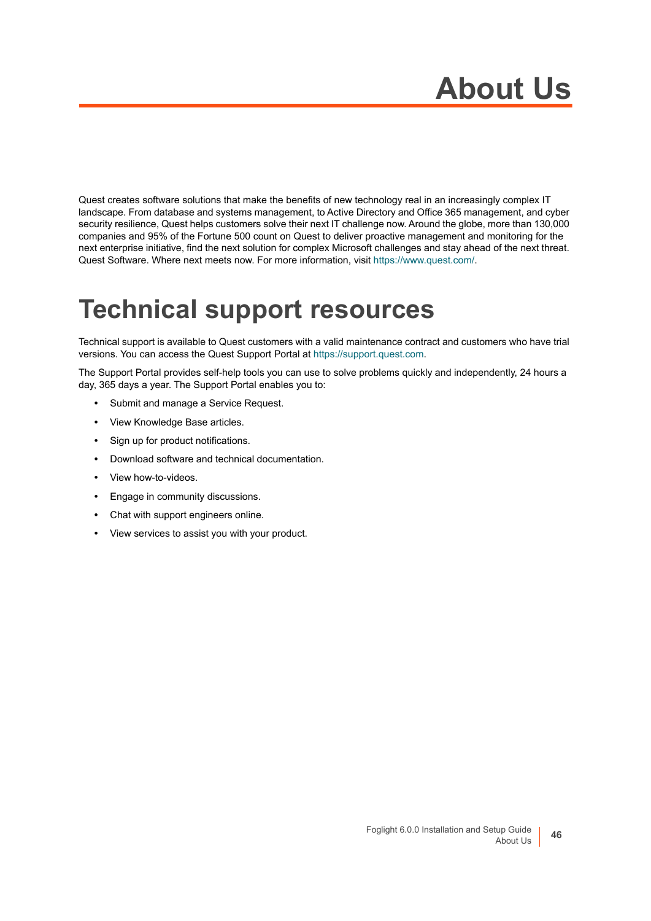# About Us

Quest creates software solutions that make the benefits of new technology real in an increasingly complex IT landscape. From database and systems management, to Active Directory and Office 365 management, and cyber security resilience, Quest helps customers solve their next IT challenge now. Around the globe, more than 130,000 companies and 95% of the Fortune 500 count on Quest to deliver proactive management and monitoring for the next enterprise initiative, find the next solution for complex Microsoft challenges and stay ahead of the next threat. Quest Software. Where next meets now. For more information, visit https://www.quest.com/.

# Technical support resources

Technical support is available to Quest customers with a valid maintenance contract and customers who have trial versions. You can access the Quest Support Portal at https://support.quest.com.

The Support Portal provides self-help tools you can use to solve problems quickly and independently, 24 hours a day, 365 days a year. The Support Portal enables you to:

- Submit and manage a Service Request.
- View Knowledge Base articles.
- Sign up for product notifications.
- Download software and technical documentation.
- View how-to-videos.
- Engage in community discussions.
- Chat with support engineers online.
- View services to assist you with your product.